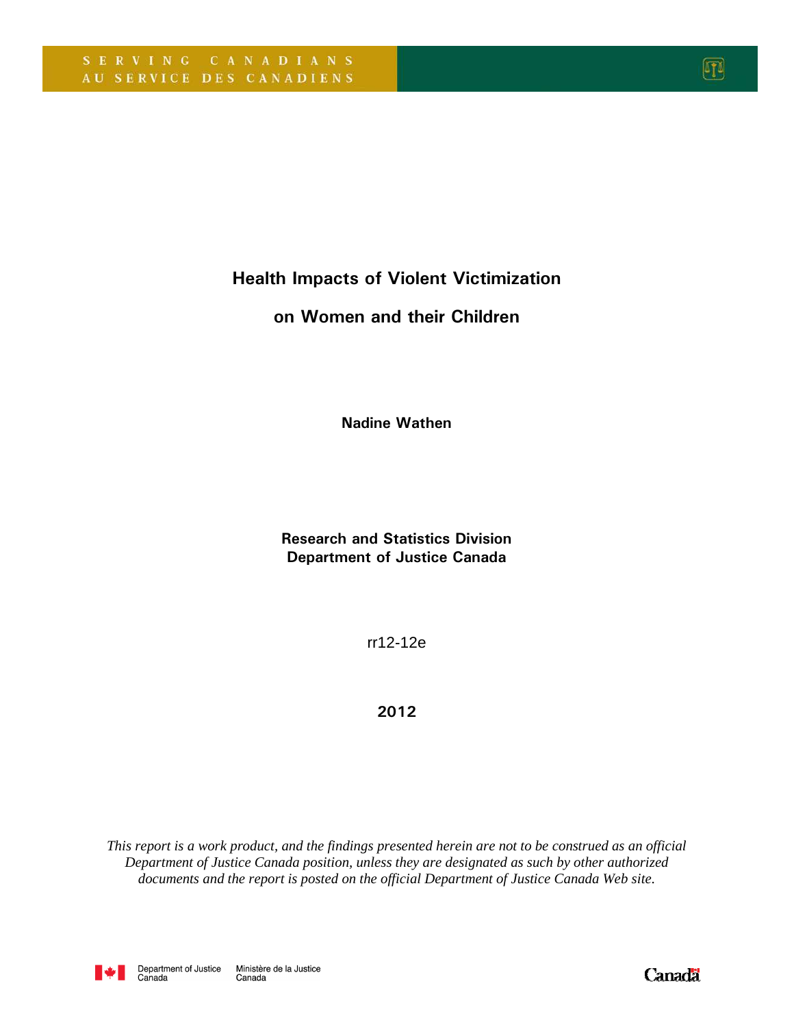SERVING CANADIANS
AU SERVICE DES CANADIENS

# Health Impacts of Violent Victimization on Women and their Children

**Nadine Wathen**

**Research and Statistics Division**
**Department of Justice Canada**

rr12-12e

**2012**

*This report is a work product, and the findings presented herein are not to be construed as an official Department of Justice Canada position, unless they are designated as such by other authorized documents and the report is posted on the official Department of Justice Canada Web site.*

Department of Justice Canada | Ministère de la Justice Canada

Canada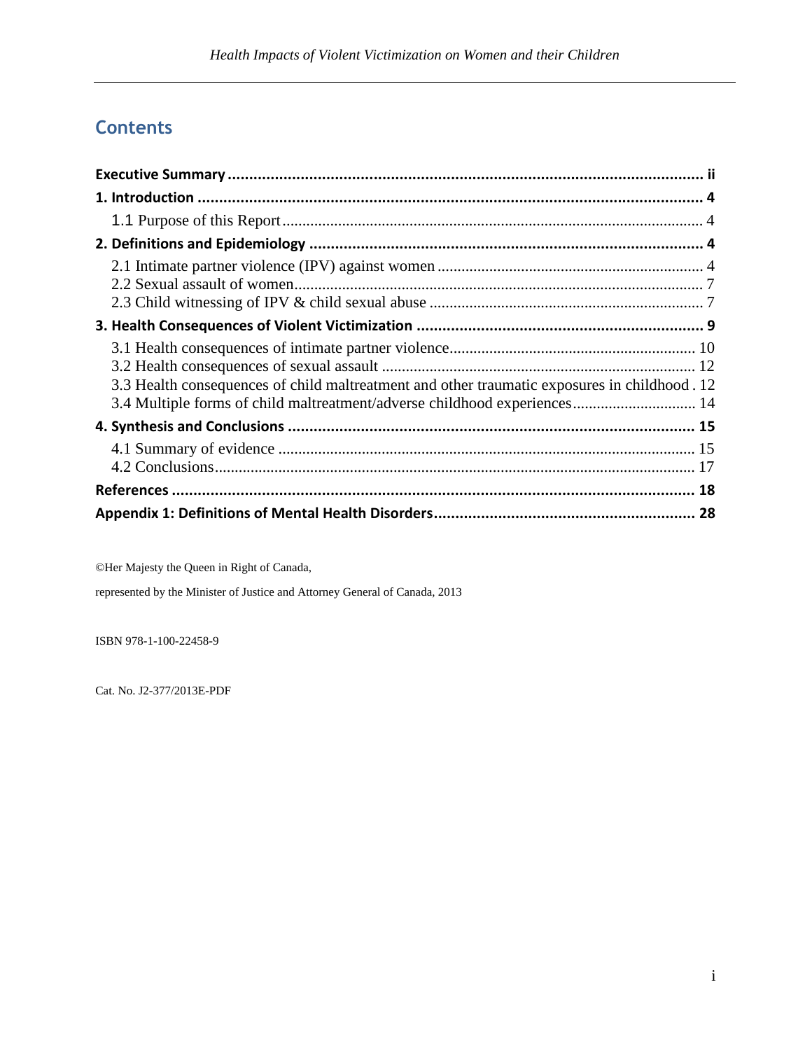## Contents

**Executive Summary** ...................................................................................................... ii

**1. Introduction** ...................................................................................................... 4

1.1 Purpose of this Report ........................................................................................ 4

**2. Definitions and Epidemiology** ............................................................................ 4

2.1 Intimate partner violence (IPV) against women .................................................. 4
2.2 Sexual assault of women ...................................................................................... 7
2.3 Child witnessing of IPV & child sexual abuse ..................................................... 7

**3. Health Consequences of Violent Victimization** ................................................... 9

3.1 Health consequences of intimate partner violence ............................................. 10
3.2 Health consequences of sexual assault ................................................................ 12
3.3 Health consequences of child maltreatment and other traumatic exposures in childhood . 12
3.4 Multiple forms of child maltreatment/adverse childhood experiences ................. 14

**4. Synthesis and Conclusions** ................................................................................ 15

4.1 Summary of evidence .......................................................................................... 15
4.2 Conclusions ......................................................................................................... 17

**References** ............................................................................................................ 18

**Appendix 1: Definitions of Mental Health Disorders** ............................................. 28

©Her Majesty the Queen in Right of Canada,

represented by the Minister of Justice and Attorney General of Canada, 2013

ISBN 978-1-100-22458-9

Cat. No. J2-377/2013E-PDF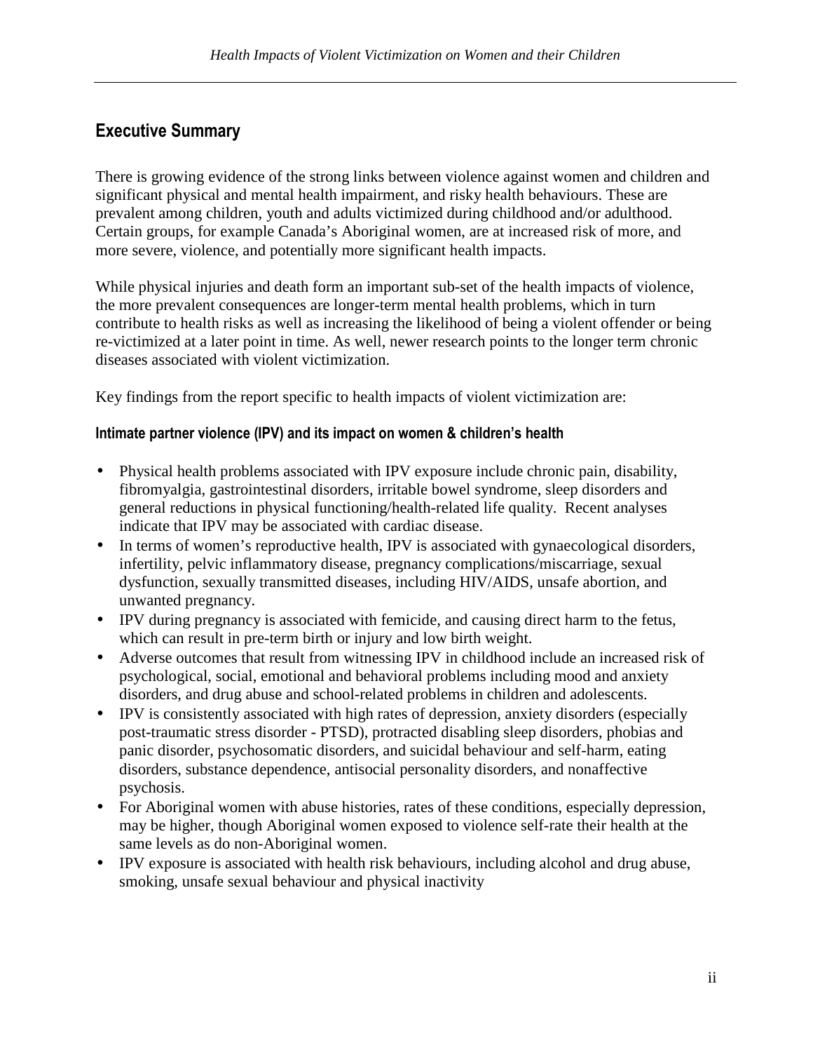## Executive Summary

There is growing evidence of the strong links between violence against women and children and significant physical and mental health impairment, and risky health behaviours. These are prevalent among children, youth and adults victimized during childhood and/or adulthood. Certain groups, for example Canada's Aboriginal women, are at increased risk of more, and more severe, violence, and potentially more significant health impacts.

While physical injuries and death form an important sub-set of the health impacts of violence, the more prevalent consequences are longer-term mental health problems, which in turn contribute to health risks as well as increasing the likelihood of being a violent offender or being re-victimized at a later point in time. As well, newer research points to the longer term chronic diseases associated with violent victimization.

Key findings from the report specific to health impacts of violent victimization are:

### Intimate partner violence (IPV) and its impact on women & children's health

- Physical health problems associated with IPV exposure include chronic pain, disability, fibromyalgia, gastrointestinal disorders, irritable bowel syndrome, sleep disorders and general reductions in physical functioning/health-related life quality. Recent analyses indicate that IPV may be associated with cardiac disease.
- In terms of women's reproductive health, IPV is associated with gynaecological disorders, infertility, pelvic inflammatory disease, pregnancy complications/miscarriage, sexual dysfunction, sexually transmitted diseases, including HIV/AIDS, unsafe abortion, and unwanted pregnancy.
- IPV during pregnancy is associated with femicide, and causing direct harm to the fetus, which can result in pre-term birth or injury and low birth weight.
- Adverse outcomes that result from witnessing IPV in childhood include an increased risk of psychological, social, emotional and behavioral problems including mood and anxiety disorders, and drug abuse and school-related problems in children and adolescents.
- IPV is consistently associated with high rates of depression, anxiety disorders (especially post-traumatic stress disorder - PTSD), protracted disabling sleep disorders, phobias and panic disorder, psychosomatic disorders, and suicidal behaviour and self-harm, eating disorders, substance dependence, antisocial personality disorders, and nonaffective psychosis.
- For Aboriginal women with abuse histories, rates of these conditions, especially depression, may be higher, though Aboriginal women exposed to violence self-rate their health at the same levels as do non-Aboriginal women.
- IPV exposure is associated with health risk behaviours, including alcohol and drug abuse, smoking, unsafe sexual behaviour and physical inactivity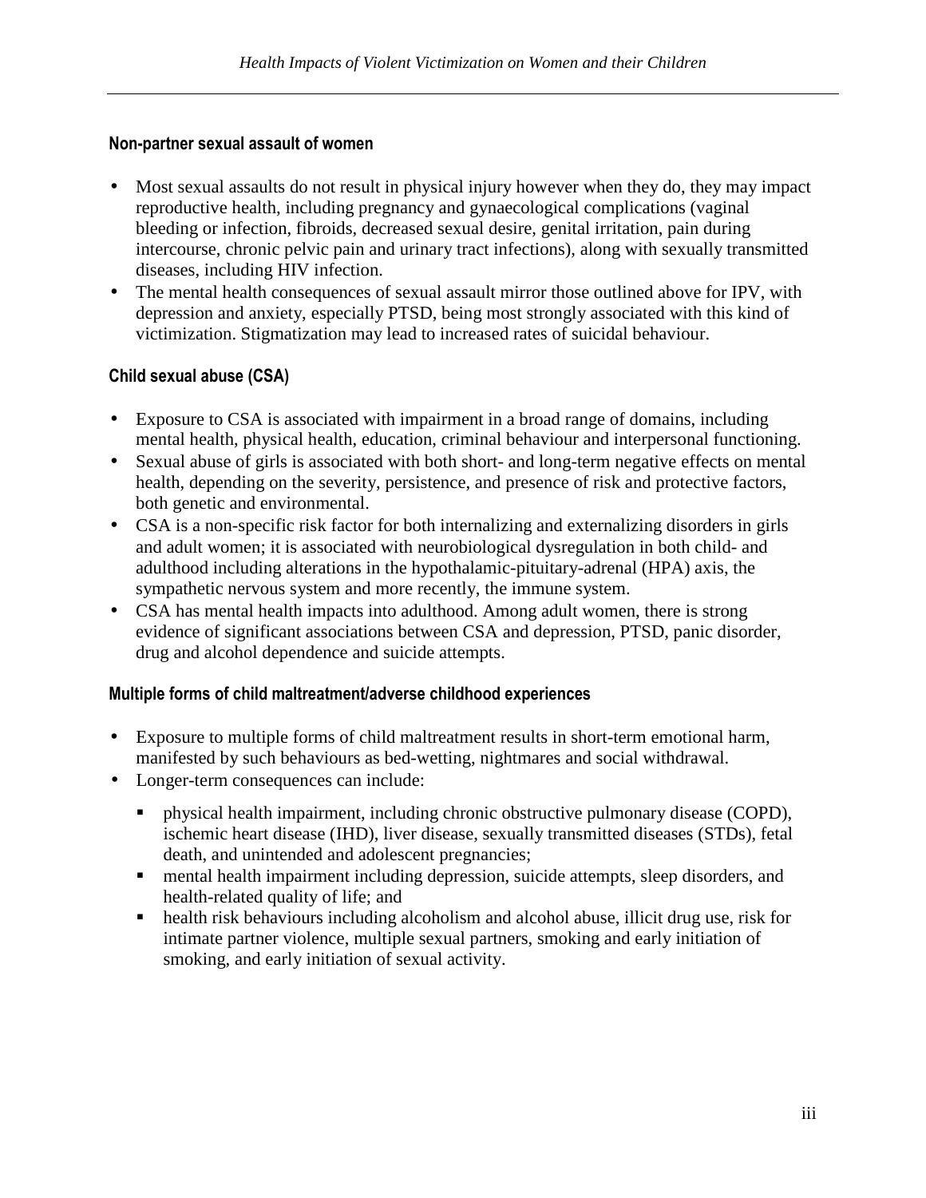### Non-partner sexual assault of women

- Most sexual assaults do not result in physical injury however when they do, they may impact reproductive health, including pregnancy and gynaecological complications (vaginal bleeding or infection, fibroids, decreased sexual desire, genital irritation, pain during intercourse, chronic pelvic pain and urinary tract infections), along with sexually transmitted diseases, including HIV infection.
- The mental health consequences of sexual assault mirror those outlined above for IPV, with depression and anxiety, especially PTSD, being most strongly associated with this kind of victimization. Stigmatization may lead to increased rates of suicidal behaviour.

### Child sexual abuse (CSA)

- Exposure to CSA is associated with impairment in a broad range of domains, including mental health, physical health, education, criminal behaviour and interpersonal functioning.
- Sexual abuse of girls is associated with both short- and long-term negative effects on mental health, depending on the severity, persistence, and presence of risk and protective factors, both genetic and environmental.
- CSA is a non-specific risk factor for both internalizing and externalizing disorders in girls and adult women; it is associated with neurobiological dysregulation in both child- and adulthood including alterations in the hypothalamic-pituitary-adrenal (HPA) axis, the sympathetic nervous system and more recently, the immune system.
- CSA has mental health impacts into adulthood. Among adult women, there is strong evidence of significant associations between CSA and depression, PTSD, panic disorder, drug and alcohol dependence and suicide attempts.

### Multiple forms of child maltreatment/adverse childhood experiences

- Exposure to multiple forms of child maltreatment results in short-term emotional harm, manifested by such behaviours as bed-wetting, nightmares and social withdrawal.
- Longer-term consequences can include:
  - physical health impairment, including chronic obstructive pulmonary disease (COPD), ischemic heart disease (IHD), liver disease, sexually transmitted diseases (STDs), fetal death, and unintended and adolescent pregnancies;
  - mental health impairment including depression, suicide attempts, sleep disorders, and health-related quality of life; and
  - health risk behaviours including alcoholism and alcohol abuse, illicit drug use, risk for intimate partner violence, multiple sexual partners, smoking and early initiation of smoking, and early initiation of sexual activity.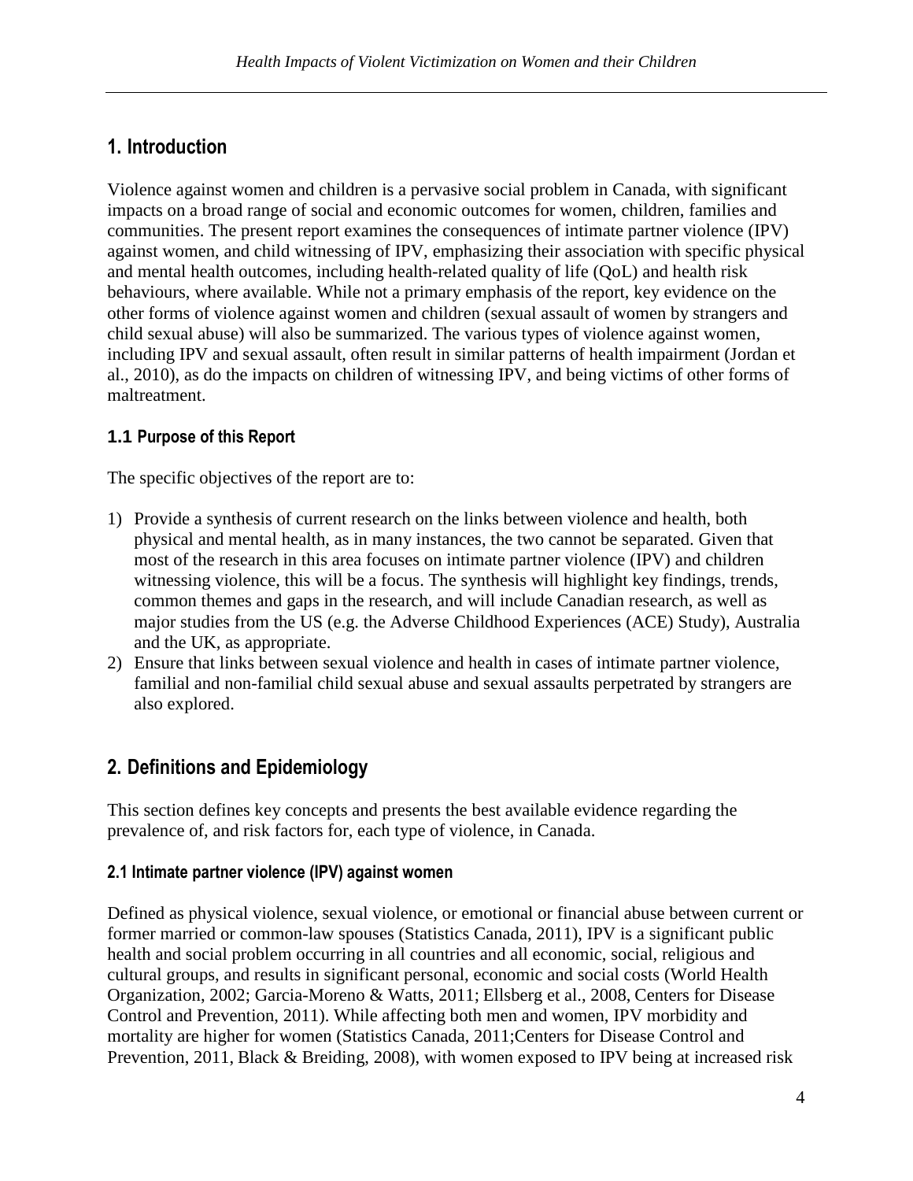## 1. Introduction

Violence against women and children is a pervasive social problem in Canada, with significant impacts on a broad range of social and economic outcomes for women, children, families and communities. The present report examines the consequences of intimate partner violence (IPV) against women, and child witnessing of IPV, emphasizing their association with specific physical and mental health outcomes, including health-related quality of life (QoL) and health risk behaviours, where available. While not a primary emphasis of the report, key evidence on the other forms of violence against women and children (sexual assault of women by strangers and child sexual abuse) will also be summarized. The various types of violence against women, including IPV and sexual assault, often result in similar patterns of health impairment (Jordan et al., 2010), as do the impacts on children of witnessing IPV, and being victims of other forms of maltreatment.

### 1.1 Purpose of this Report

The specific objectives of the report are to:

1) Provide a synthesis of current research on the links between violence and health, both physical and mental health, as in many instances, the two cannot be separated. Given that most of the research in this area focuses on intimate partner violence (IPV) and children witnessing violence, this will be a focus. The synthesis will highlight key findings, trends, common themes and gaps in the research, and will include Canadian research, as well as major studies from the US (e.g. the Adverse Childhood Experiences (ACE) Study), Australia and the UK, as appropriate.
2) Ensure that links between sexual violence and health in cases of intimate partner violence, familial and non-familial child sexual abuse and sexual assaults perpetrated by strangers are also explored.

## 2. Definitions and Epidemiology

This section defines key concepts and presents the best available evidence regarding the prevalence of, and risk factors for, each type of violence, in Canada.

### 2.1 Intimate partner violence (IPV) against women

Defined as physical violence, sexual violence, or emotional or financial abuse between current or former married or common-law spouses (Statistics Canada, 2011), IPV is a significant public health and social problem occurring in all countries and all economic, social, religious and cultural groups, and results in significant personal, economic and social costs (World Health Organization, 2002; Garcia-Moreno & Watts, 2011; Ellsberg et al., 2008, Centers for Disease Control and Prevention, 2011). While affecting both men and women, IPV morbidity and mortality are higher for women (Statistics Canada, 2011;Centers for Disease Control and Prevention, 2011, Black & Breiding, 2008), with women exposed to IPV being at increased risk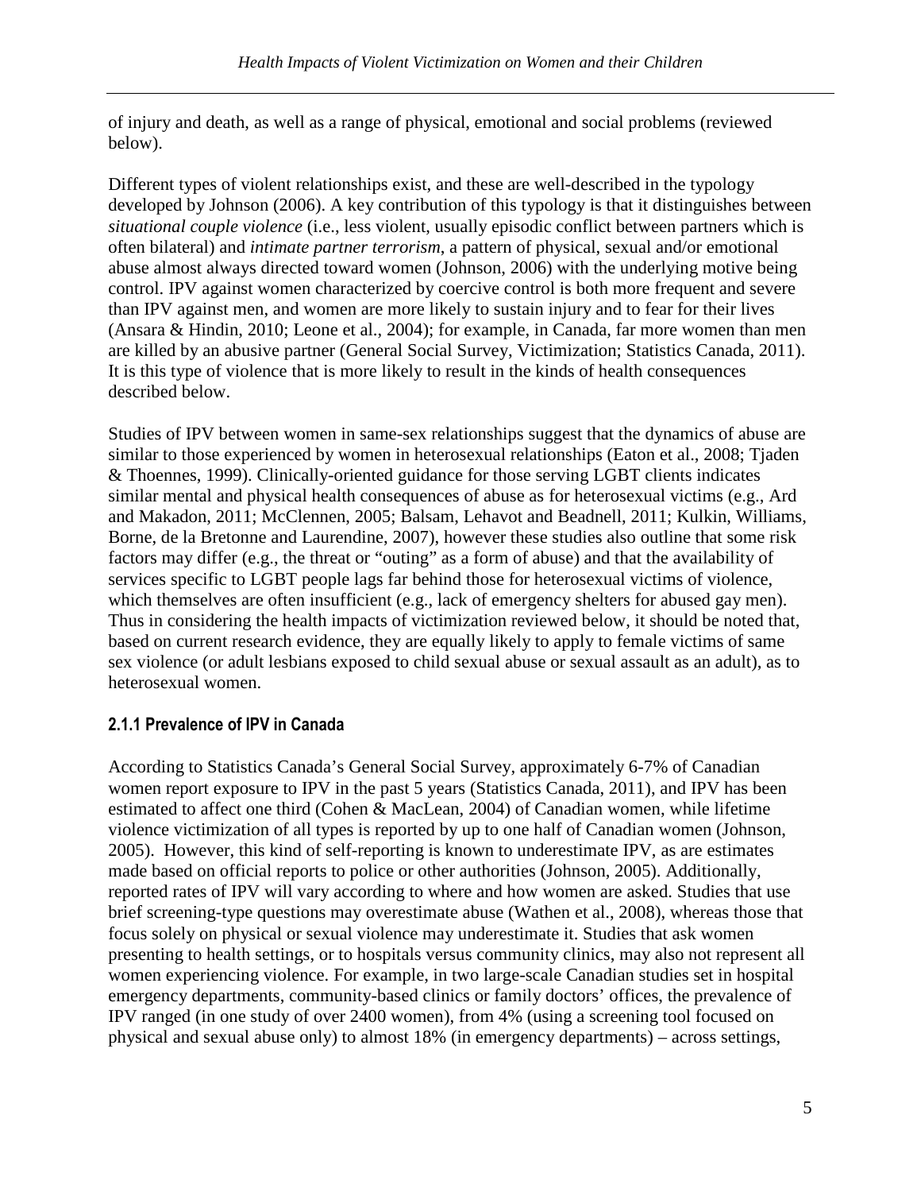of injury and death, as well as a range of physical, emotional and social problems (reviewed below).

Different types of violent relationships exist, and these are well-described in the typology developed by Johnson (2006). A key contribution of this typology is that it distinguishes between *situational couple violence* (i.e., less violent, usually episodic conflict between partners which is often bilateral) and *intimate partner terrorism*, a pattern of physical, sexual and/or emotional abuse almost always directed toward women (Johnson, 2006) with the underlying motive being control. IPV against women characterized by coercive control is both more frequent and severe than IPV against men, and women are more likely to sustain injury and to fear for their lives (Ansara & Hindin, 2010; Leone et al., 2004); for example, in Canada, far more women than men are killed by an abusive partner (General Social Survey, Victimization; Statistics Canada, 2011). It is this type of violence that is more likely to result in the kinds of health consequences described below.

Studies of IPV between women in same-sex relationships suggest that the dynamics of abuse are similar to those experienced by women in heterosexual relationships (Eaton et al., 2008; Tjaden & Thoennes, 1999). Clinically-oriented guidance for those serving LGBT clients indicates similar mental and physical health consequences of abuse as for heterosexual victims (e.g., Ard and Makadon, 2011; McClennen, 2005; Balsam, Lehavot and Beadnell, 2011; Kulkin, Williams, Borne, de la Bretonne and Laurendine, 2007), however these studies also outline that some risk factors may differ (e.g., the threat or "outing" as a form of abuse) and that the availability of services specific to LGBT people lags far behind those for heterosexual victims of violence, which themselves are often insufficient (e.g., lack of emergency shelters for abused gay men). Thus in considering the health impacts of victimization reviewed below, it should be noted that, based on current research evidence, they are equally likely to apply to female victims of same sex violence (or adult lesbians exposed to child sexual abuse or sexual assault as an adult), as to heterosexual women.

### 2.1.1 Prevalence of IPV in Canada

According to Statistics Canada's General Social Survey, approximately 6-7% of Canadian women report exposure to IPV in the past 5 years (Statistics Canada, 2011), and IPV has been estimated to affect one third (Cohen & MacLean, 2004) of Canadian women, while lifetime violence victimization of all types is reported by up to one half of Canadian women (Johnson, 2005). However, this kind of self-reporting is known to underestimate IPV, as are estimates made based on official reports to police or other authorities (Johnson, 2005). Additionally, reported rates of IPV will vary according to where and how women are asked. Studies that use brief screening-type questions may overestimate abuse (Wathen et al., 2008), whereas those that focus solely on physical or sexual violence may underestimate it. Studies that ask women presenting to health settings, or to hospitals versus community clinics, may also not represent all women experiencing violence. For example, in two large-scale Canadian studies set in hospital emergency departments, community-based clinics or family doctors' offices, the prevalence of IPV ranged (in one study of over 2400 women), from 4% (using a screening tool focused on physical and sexual abuse only) to almost 18% (in emergency departments) – across settings,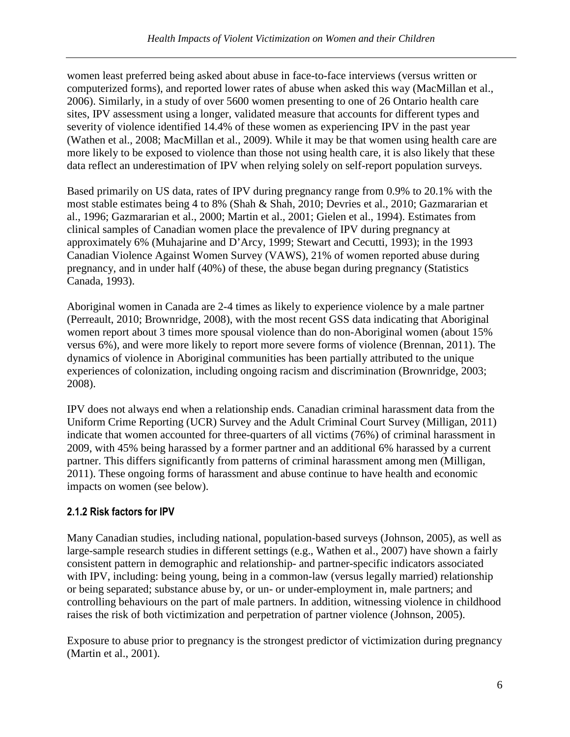women least preferred being asked about abuse in face-to-face interviews (versus written or computerized forms), and reported lower rates of abuse when asked this way (MacMillan et al., 2006). Similarly, in a study of over 5600 women presenting to one of 26 Ontario health care sites, IPV assessment using a longer, validated measure that accounts for different types and severity of violence identified 14.4% of these women as experiencing IPV in the past year (Wathen et al., 2008; MacMillan et al., 2009). While it may be that women using health care are more likely to be exposed to violence than those not using health care, it is also likely that these data reflect an underestimation of IPV when relying solely on self-report population surveys.

Based primarily on US data, rates of IPV during pregnancy range from 0.9% to 20.1% with the most stable estimates being 4 to 8% (Shah & Shah, 2010; Devries et al., 2010; Gazmararian et al., 1996; Gazmararian et al., 2000; Martin et al., 2001; Gielen et al., 1994). Estimates from clinical samples of Canadian women place the prevalence of IPV during pregnancy at approximately 6% (Muhajarine and D'Arcy, 1999; Stewart and Cecutti, 1993); in the 1993 Canadian Violence Against Women Survey (VAWS), 21% of women reported abuse during pregnancy, and in under half (40%) of these, the abuse began during pregnancy (Statistics Canada, 1993).

Aboriginal women in Canada are 2-4 times as likely to experience violence by a male partner (Perreault, 2010; Brownridge, 2008), with the most recent GSS data indicating that Aboriginal women report about 3 times more spousal violence than do non-Aboriginal women (about 15% versus 6%), and were more likely to report more severe forms of violence (Brennan, 2011). The dynamics of violence in Aboriginal communities has been partially attributed to the unique experiences of colonization, including ongoing racism and discrimination (Brownridge, 2003; 2008).

IPV does not always end when a relationship ends. Canadian criminal harassment data from the Uniform Crime Reporting (UCR) Survey and the Adult Criminal Court Survey (Milligan, 2011) indicate that women accounted for three-quarters of all victims (76%) of criminal harassment in 2009, with 45% being harassed by a former partner and an additional 6% harassed by a current partner. This differs significantly from patterns of criminal harassment among men (Milligan, 2011). These ongoing forms of harassment and abuse continue to have health and economic impacts on women (see below).

### 2.1.2 Risk factors for IPV

Many Canadian studies, including national, population-based surveys (Johnson, 2005), as well as large-sample research studies in different settings (e.g., Wathen et al., 2007) have shown a fairly consistent pattern in demographic and relationship- and partner-specific indicators associated with IPV, including: being young, being in a common-law (versus legally married) relationship or being separated; substance abuse by, or un- or under-employment in, male partners; and controlling behaviours on the part of male partners. In addition, witnessing violence in childhood raises the risk of both victimization and perpetration of partner violence (Johnson, 2005).

Exposure to abuse prior to pregnancy is the strongest predictor of victimization during pregnancy (Martin et al., 2001).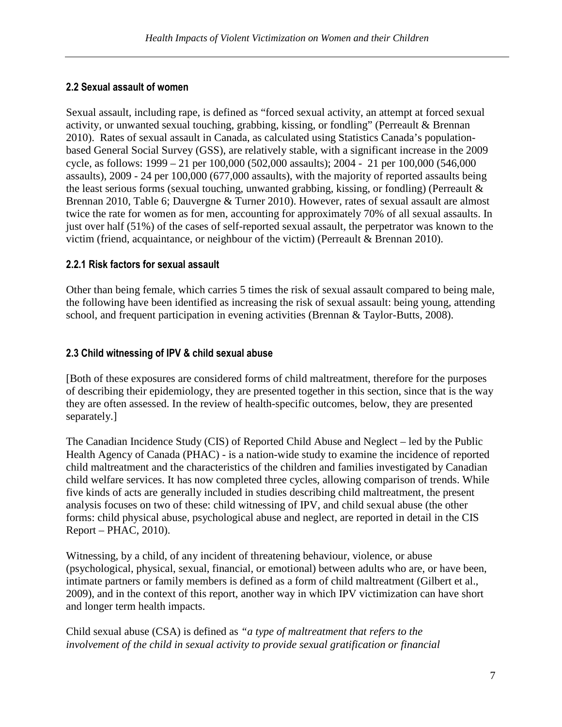## 2.2 Sexual assault of women

Sexual assault, including rape, is defined as "forced sexual activity, an attempt at forced sexual activity, or unwanted sexual touching, grabbing, kissing, or fondling" (Perreault & Brennan 2010). Rates of sexual assault in Canada, as calculated using Statistics Canada's population-based General Social Survey (GSS), are relatively stable, with a significant increase in the 2009 cycle, as follows: 1999 – 21 per 100,000 (502,000 assaults); 2004 - 21 per 100,000 (546,000 assaults), 2009 - 24 per 100,000 (677,000 assaults), with the majority of reported assaults being the least serious forms (sexual touching, unwanted grabbing, kissing, or fondling) (Perreault & Brennan 2010, Table 6; Dauvergne & Turner 2010). However, rates of sexual assault are almost twice the rate for women as for men, accounting for approximately 70% of all sexual assaults. In just over half (51%) of the cases of self-reported sexual assault, the perpetrator was known to the victim (friend, acquaintance, or neighbour of the victim) (Perreault & Brennan 2010).

### 2.2.1 Risk factors for sexual assault

Other than being female, which carries 5 times the risk of sexual assault compared to being male, the following have been identified as increasing the risk of sexual assault: being young, attending school, and frequent participation in evening activities (Brennan & Taylor-Butts, 2008).

## 2.3 Child witnessing of IPV & child sexual abuse

[Both of these exposures are considered forms of child maltreatment, therefore for the purposes of describing their epidemiology, they are presented together in this section, since that is the way they are often assessed. In the review of health-specific outcomes, below, they are presented separately.]

The Canadian Incidence Study (CIS) of Reported Child Abuse and Neglect – led by the Public Health Agency of Canada (PHAC) - is a nation-wide study to examine the incidence of reported child maltreatment and the characteristics of the children and families investigated by Canadian child welfare services. It has now completed three cycles, allowing comparison of trends. While five kinds of acts are generally included in studies describing child maltreatment, the present analysis focuses on two of these: child witnessing of IPV, and child sexual abuse (the other forms: child physical abuse, psychological abuse and neglect, are reported in detail in the CIS Report – PHAC, 2010).

Witnessing, by a child, of any incident of threatening behaviour, violence, or abuse (psychological, physical, sexual, financial, or emotional) between adults who are, or have been, intimate partners or family members is defined as a form of child maltreatment (Gilbert et al., 2009), and in the context of this report, another way in which IPV victimization can have short and longer term health impacts.

Child sexual abuse (CSA) is defined as *"a type of maltreatment that refers to the involvement of the child in sexual activity to provide sexual gratification or financial*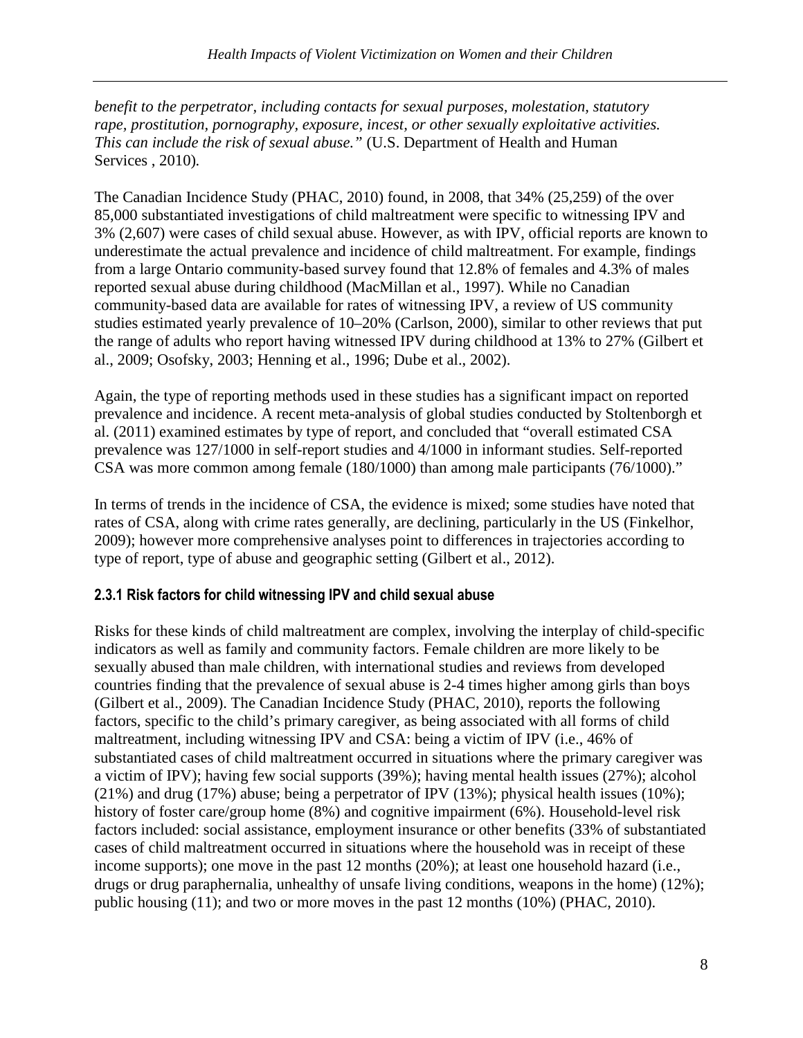*benefit to the perpetrator, including contacts for sexual purposes, molestation, statutory rape, prostitution, pornography, exposure, incest, or other sexually exploitative activities. This can include the risk of sexual abuse."* (U.S. Department of Health and Human Services , 2010)*.*

The Canadian Incidence Study (PHAC, 2010) found, in 2008, that 34% (25,259) of the over 85,000 substantiated investigations of child maltreatment were specific to witnessing IPV and 3% (2,607) were cases of child sexual abuse. However, as with IPV, official reports are known to underestimate the actual prevalence and incidence of child maltreatment. For example, findings from a large Ontario community-based survey found that 12.8% of females and 4.3% of males reported sexual abuse during childhood (MacMillan et al., 1997). While no Canadian community-based data are available for rates of witnessing IPV, a review of US community studies estimated yearly prevalence of 10–20% (Carlson, 2000), similar to other reviews that put the range of adults who report having witnessed IPV during childhood at 13% to 27% (Gilbert et al., 2009; Osofsky, 2003; Henning et al., 1996; Dube et al., 2002).

Again, the type of reporting methods used in these studies has a significant impact on reported prevalence and incidence. A recent meta-analysis of global studies conducted by Stoltenborgh et al. (2011) examined estimates by type of report, and concluded that "overall estimated CSA prevalence was 127/1000 in self-report studies and 4/1000 in informant studies. Self-reported CSA was more common among female (180/1000) than among male participants (76/1000)."

In terms of trends in the incidence of CSA, the evidence is mixed; some studies have noted that rates of CSA, along with crime rates generally, are declining, particularly in the US (Finkelhor, 2009); however more comprehensive analyses point to differences in trajectories according to type of report, type of abuse and geographic setting (Gilbert et al., 2012).

### 2.3.1 Risk factors for child witnessing IPV and child sexual abuse

Risks for these kinds of child maltreatment are complex, involving the interplay of child-specific indicators as well as family and community factors. Female children are more likely to be sexually abused than male children, with international studies and reviews from developed countries finding that the prevalence of sexual abuse is 2-4 times higher among girls than boys (Gilbert et al., 2009). The Canadian Incidence Study (PHAC, 2010), reports the following factors, specific to the child's primary caregiver, as being associated with all forms of child maltreatment, including witnessing IPV and CSA: being a victim of IPV (i.e., 46% of substantiated cases of child maltreatment occurred in situations where the primary caregiver was a victim of IPV); having few social supports (39%); having mental health issues (27%); alcohol (21%) and drug (17%) abuse; being a perpetrator of IPV (13%); physical health issues (10%); history of foster care/group home (8%) and cognitive impairment (6%). Household-level risk factors included: social assistance, employment insurance or other benefits (33% of substantiated cases of child maltreatment occurred in situations where the household was in receipt of these income supports); one move in the past 12 months (20%); at least one household hazard (i.e., drugs or drug paraphernalia, unhealthy of unsafe living conditions, weapons in the home) (12%); public housing (11); and two or more moves in the past 12 months (10%) (PHAC, 2010).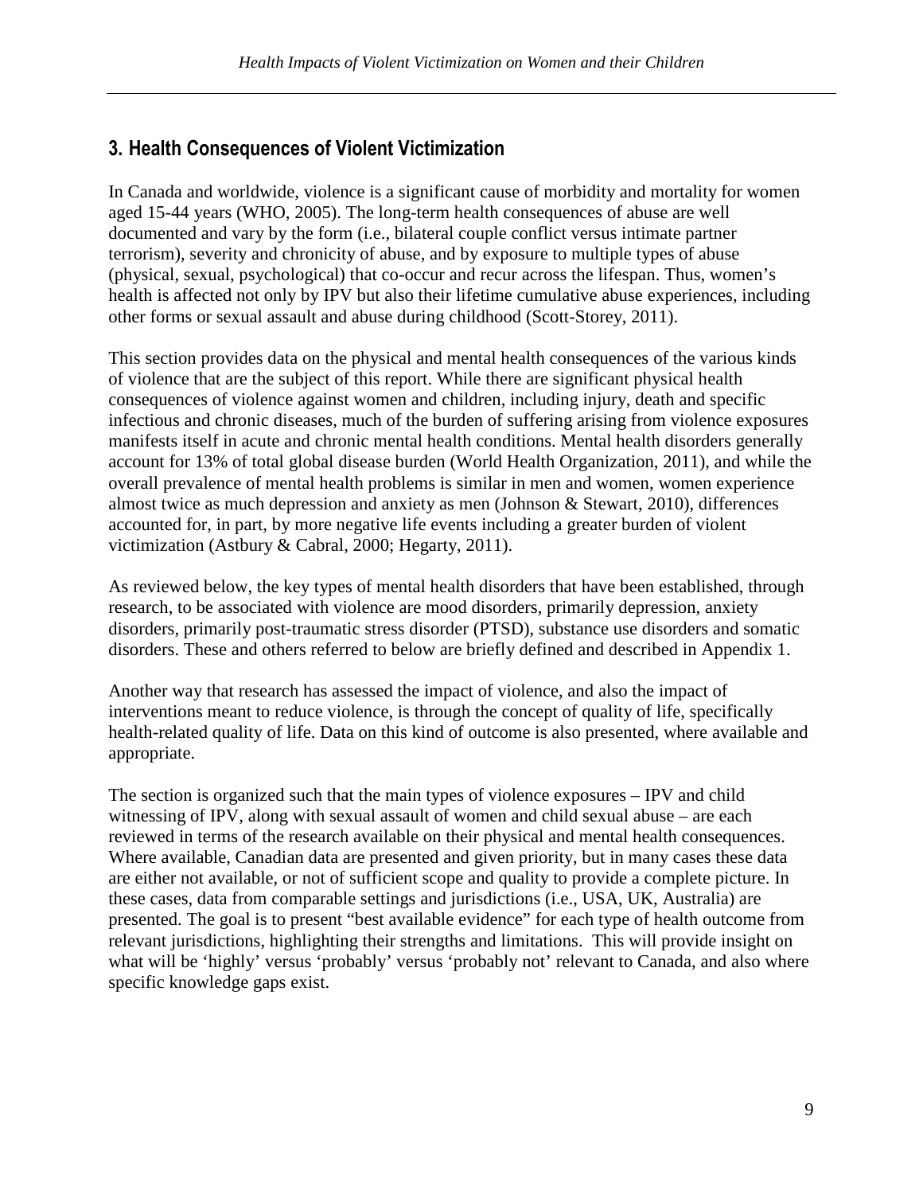## 3. Health Consequences of Violent Victimization

In Canada and worldwide, violence is a significant cause of morbidity and mortality for women aged 15-44 years (WHO, 2005). The long-term health consequences of abuse are well documented and vary by the form (i.e., bilateral couple conflict versus intimate partner terrorism), severity and chronicity of abuse, and by exposure to multiple types of abuse (physical, sexual, psychological) that co-occur and recur across the lifespan. Thus, women's health is affected not only by IPV but also their lifetime cumulative abuse experiences, including other forms or sexual assault and abuse during childhood (Scott-Storey, 2011).

This section provides data on the physical and mental health consequences of the various kinds of violence that are the subject of this report. While there are significant physical health consequences of violence against women and children, including injury, death and specific infectious and chronic diseases, much of the burden of suffering arising from violence exposures manifests itself in acute and chronic mental health conditions. Mental health disorders generally account for 13% of total global disease burden (World Health Organization, 2011), and while the overall prevalence of mental health problems is similar in men and women, women experience almost twice as much depression and anxiety as men (Johnson & Stewart, 2010), differences accounted for, in part, by more negative life events including a greater burden of violent victimization (Astbury & Cabral, 2000; Hegarty, 2011).

As reviewed below, the key types of mental health disorders that have been established, through research, to be associated with violence are mood disorders, primarily depression, anxiety disorders, primarily post-traumatic stress disorder (PTSD), substance use disorders and somatic disorders. These and others referred to below are briefly defined and described in Appendix 1.

Another way that research has assessed the impact of violence, and also the impact of interventions meant to reduce violence, is through the concept of quality of life, specifically health-related quality of life. Data on this kind of outcome is also presented, where available and appropriate.

The section is organized such that the main types of violence exposures – IPV and child witnessing of IPV, along with sexual assault of women and child sexual abuse – are each reviewed in terms of the research available on their physical and mental health consequences. Where available, Canadian data are presented and given priority, but in many cases these data are either not available, or not of sufficient scope and quality to provide a complete picture. In these cases, data from comparable settings and jurisdictions (i.e., USA, UK, Australia) are presented. The goal is to present "best available evidence" for each type of health outcome from relevant jurisdictions, highlighting their strengths and limitations. This will provide insight on what will be 'highly' versus 'probably' versus 'probably not' relevant to Canada, and also where specific knowledge gaps exist.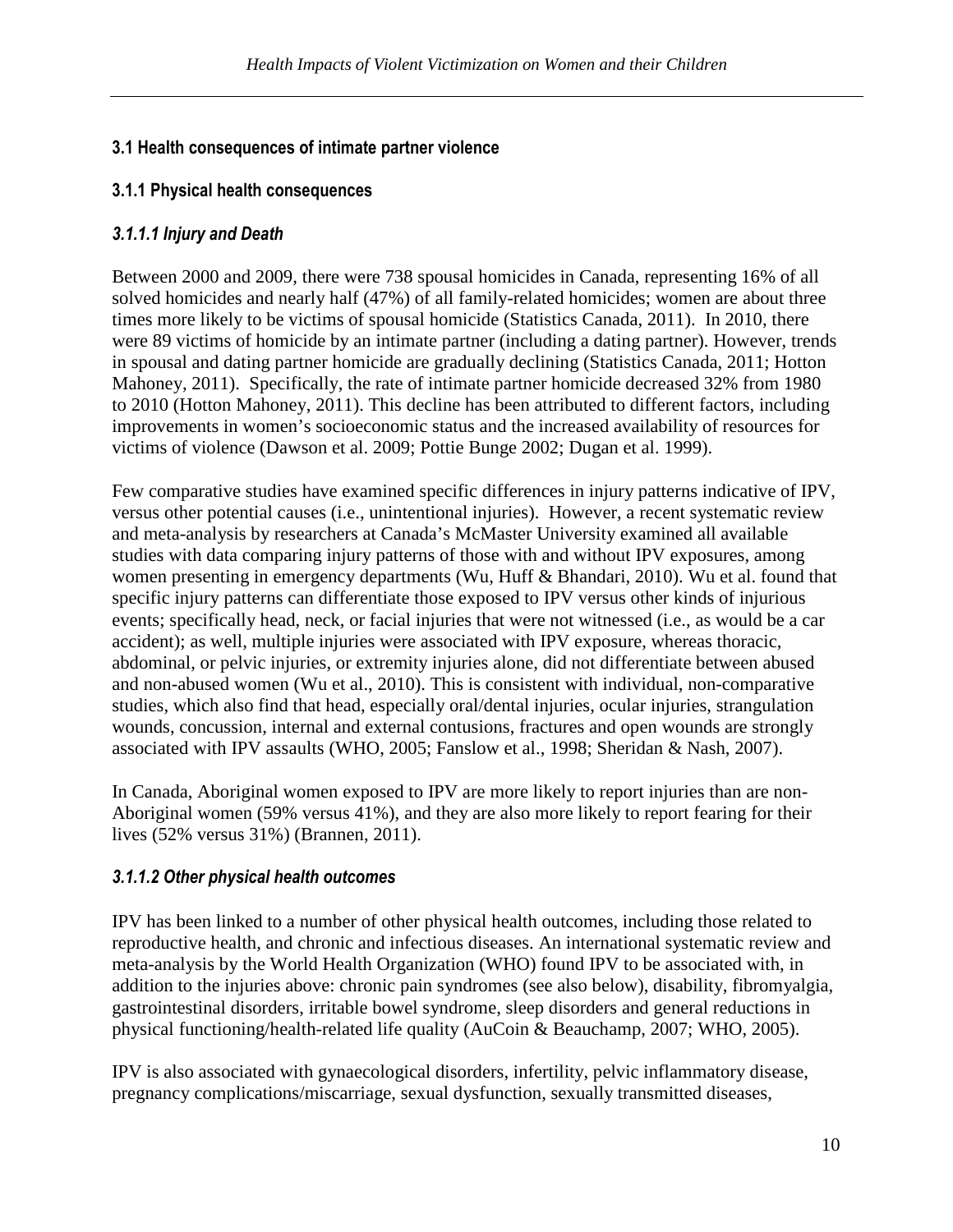### 3.1 Health consequences of intimate partner violence

### 3.1.1 Physical health consequences

#### *3.1.1.1 Injury and Death*

Between 2000 and 2009, there were 738 spousal homicides in Canada, representing 16% of all solved homicides and nearly half (47%) of all family-related homicides; women are about three times more likely to be victims of spousal homicide (Statistics Canada, 2011). In 2010, there were 89 victims of homicide by an intimate partner (including a dating partner). However, trends in spousal and dating partner homicide are gradually declining (Statistics Canada, 2011; Hotton Mahoney, 2011). Specifically, the rate of intimate partner homicide decreased 32% from 1980 to 2010 (Hotton Mahoney, 2011). This decline has been attributed to different factors, including improvements in women's socioeconomic status and the increased availability of resources for victims of violence (Dawson et al. 2009; Pottie Bunge 2002; Dugan et al. 1999).

Few comparative studies have examined specific differences in injury patterns indicative of IPV, versus other potential causes (i.e., unintentional injuries). However, a recent systematic review and meta-analysis by researchers at Canada's McMaster University examined all available studies with data comparing injury patterns of those with and without IPV exposures, among women presenting in emergency departments (Wu, Huff & Bhandari, 2010). Wu et al. found that specific injury patterns can differentiate those exposed to IPV versus other kinds of injurious events; specifically head, neck, or facial injuries that were not witnessed (i.e., as would be a car accident); as well, multiple injuries were associated with IPV exposure, whereas thoracic, abdominal, or pelvic injuries, or extremity injuries alone, did not differentiate between abused and non-abused women (Wu et al., 2010). This is consistent with individual, non-comparative studies, which also find that head, especially oral/dental injuries, ocular injuries, strangulation wounds, concussion, internal and external contusions, fractures and open wounds are strongly associated with IPV assaults (WHO, 2005; Fanslow et al., 1998; Sheridan & Nash, 2007).

In Canada, Aboriginal women exposed to IPV are more likely to report injuries than are non-Aboriginal women (59% versus 41%), and they are also more likely to report fearing for their lives (52% versus 31%) (Brannen, 2011).

#### *3.1.1.2 Other physical health outcomes*

IPV has been linked to a number of other physical health outcomes, including those related to reproductive health, and chronic and infectious diseases. An international systematic review and meta-analysis by the World Health Organization (WHO) found IPV to be associated with, in addition to the injuries above: chronic pain syndromes (see also below), disability, fibromyalgia, gastrointestinal disorders, irritable bowel syndrome, sleep disorders and general reductions in physical functioning/health-related life quality (AuCoin & Beauchamp, 2007; WHO, 2005).

IPV is also associated with gynaecological disorders, infertility, pelvic inflammatory disease, pregnancy complications/miscarriage, sexual dysfunction, sexually transmitted diseases,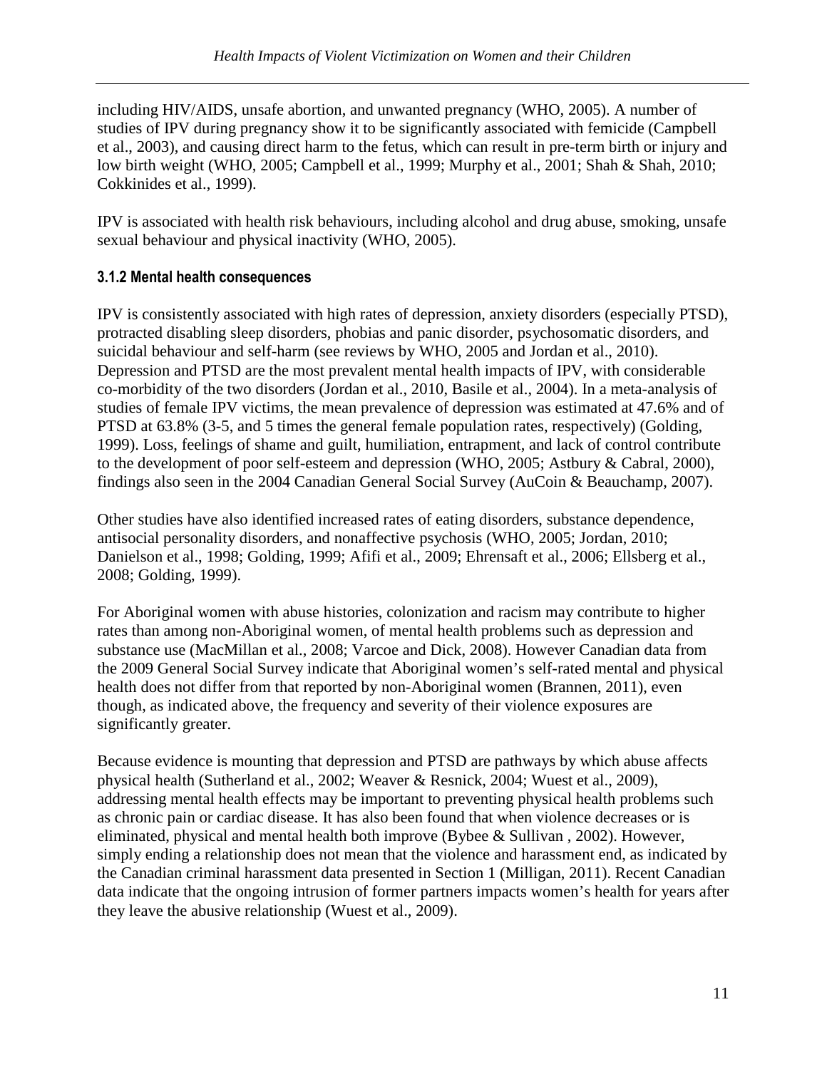including HIV/AIDS, unsafe abortion, and unwanted pregnancy (WHO, 2005). A number of studies of IPV during pregnancy show it to be significantly associated with femicide (Campbell et al., 2003), and causing direct harm to the fetus, which can result in pre-term birth or injury and low birth weight (WHO, 2005; Campbell et al., 1999; Murphy et al., 2001; Shah & Shah, 2010; Cokkinides et al., 1999).

IPV is associated with health risk behaviours, including alcohol and drug abuse, smoking, unsafe sexual behaviour and physical inactivity (WHO, 2005).

### 3.1.2 Mental health consequences

IPV is consistently associated with high rates of depression, anxiety disorders (especially PTSD), protracted disabling sleep disorders, phobias and panic disorder, psychosomatic disorders, and suicidal behaviour and self-harm (see reviews by WHO, 2005 and Jordan et al., 2010). Depression and PTSD are the most prevalent mental health impacts of IPV, with considerable co-morbidity of the two disorders (Jordan et al., 2010, Basile et al., 2004). In a meta-analysis of studies of female IPV victims, the mean prevalence of depression was estimated at 47.6% and of PTSD at 63.8% (3-5, and 5 times the general female population rates, respectively) (Golding, 1999). Loss, feelings of shame and guilt, humiliation, entrapment, and lack of control contribute to the development of poor self-esteem and depression (WHO, 2005; Astbury & Cabral, 2000), findings also seen in the 2004 Canadian General Social Survey (AuCoin & Beauchamp, 2007).

Other studies have also identified increased rates of eating disorders, substance dependence, antisocial personality disorders, and nonaffective psychosis (WHO, 2005; Jordan, 2010; Danielson et al., 1998; Golding, 1999; Afifi et al., 2009; Ehrensaft et al., 2006; Ellsberg et al., 2008; Golding, 1999).

For Aboriginal women with abuse histories, colonization and racism may contribute to higher rates than among non-Aboriginal women, of mental health problems such as depression and substance use (MacMillan et al., 2008; Varcoe and Dick, 2008). However Canadian data from the 2009 General Social Survey indicate that Aboriginal women's self-rated mental and physical health does not differ from that reported by non-Aboriginal women (Brannen, 2011), even though, as indicated above, the frequency and severity of their violence exposures are significantly greater.

Because evidence is mounting that depression and PTSD are pathways by which abuse affects physical health (Sutherland et al., 2002; Weaver & Resnick, 2004; Wuest et al., 2009), addressing mental health effects may be important to preventing physical health problems such as chronic pain or cardiac disease. It has also been found that when violence decreases or is eliminated, physical and mental health both improve (Bybee & Sullivan , 2002). However, simply ending a relationship does not mean that the violence and harassment end, as indicated by the Canadian criminal harassment data presented in Section 1 (Milligan, 2011). Recent Canadian data indicate that the ongoing intrusion of former partners impacts women's health for years after they leave the abusive relationship (Wuest et al., 2009).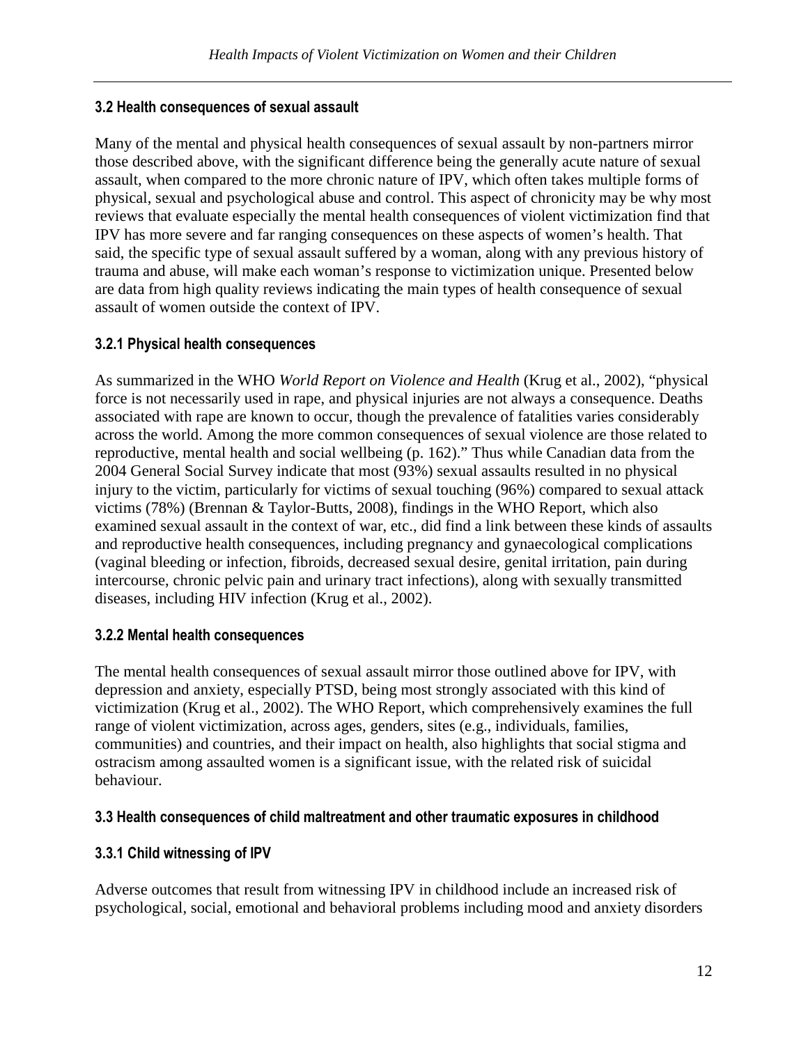### 3.2 Health consequences of sexual assault

Many of the mental and physical health consequences of sexual assault by non-partners mirror those described above, with the significant difference being the generally acute nature of sexual assault, when compared to the more chronic nature of IPV, which often takes multiple forms of physical, sexual and psychological abuse and control. This aspect of chronicity may be why most reviews that evaluate especially the mental health consequences of violent victimization find that IPV has more severe and far ranging consequences on these aspects of women's health. That said, the specific type of sexual assault suffered by a woman, along with any previous history of trauma and abuse, will make each woman's response to victimization unique. Presented below are data from high quality reviews indicating the main types of health consequence of sexual assault of women outside the context of IPV.

#### 3.2.1 Physical health consequences

As summarized in the WHO *World Report on Violence and Health* (Krug et al., 2002), "physical force is not necessarily used in rape, and physical injuries are not always a consequence. Deaths associated with rape are known to occur, though the prevalence of fatalities varies considerably across the world. Among the more common consequences of sexual violence are those related to reproductive, mental health and social wellbeing (p. 162)." Thus while Canadian data from the 2004 General Social Survey indicate that most (93%) sexual assaults resulted in no physical injury to the victim, particularly for victims of sexual touching (96%) compared to sexual attack victims (78%) (Brennan & Taylor-Butts, 2008), findings in the WHO Report, which also examined sexual assault in the context of war, etc., did find a link between these kinds of assaults and reproductive health consequences, including pregnancy and gynaecological complications (vaginal bleeding or infection, fibroids, decreased sexual desire, genital irritation, pain during intercourse, chronic pelvic pain and urinary tract infections), along with sexually transmitted diseases, including HIV infection (Krug et al., 2002).

#### 3.2.2 Mental health consequences

The mental health consequences of sexual assault mirror those outlined above for IPV, with depression and anxiety, especially PTSD, being most strongly associated with this kind of victimization (Krug et al., 2002). The WHO Report, which comprehensively examines the full range of violent victimization, across ages, genders, sites (e.g., individuals, families, communities) and countries, and their impact on health, also highlights that social stigma and ostracism among assaulted women is a significant issue, with the related risk of suicidal behaviour.

### 3.3 Health consequences of child maltreatment and other traumatic exposures in childhood

#### 3.3.1 Child witnessing of IPV

Adverse outcomes that result from witnessing IPV in childhood include an increased risk of psychological, social, emotional and behavioral problems including mood and anxiety disorders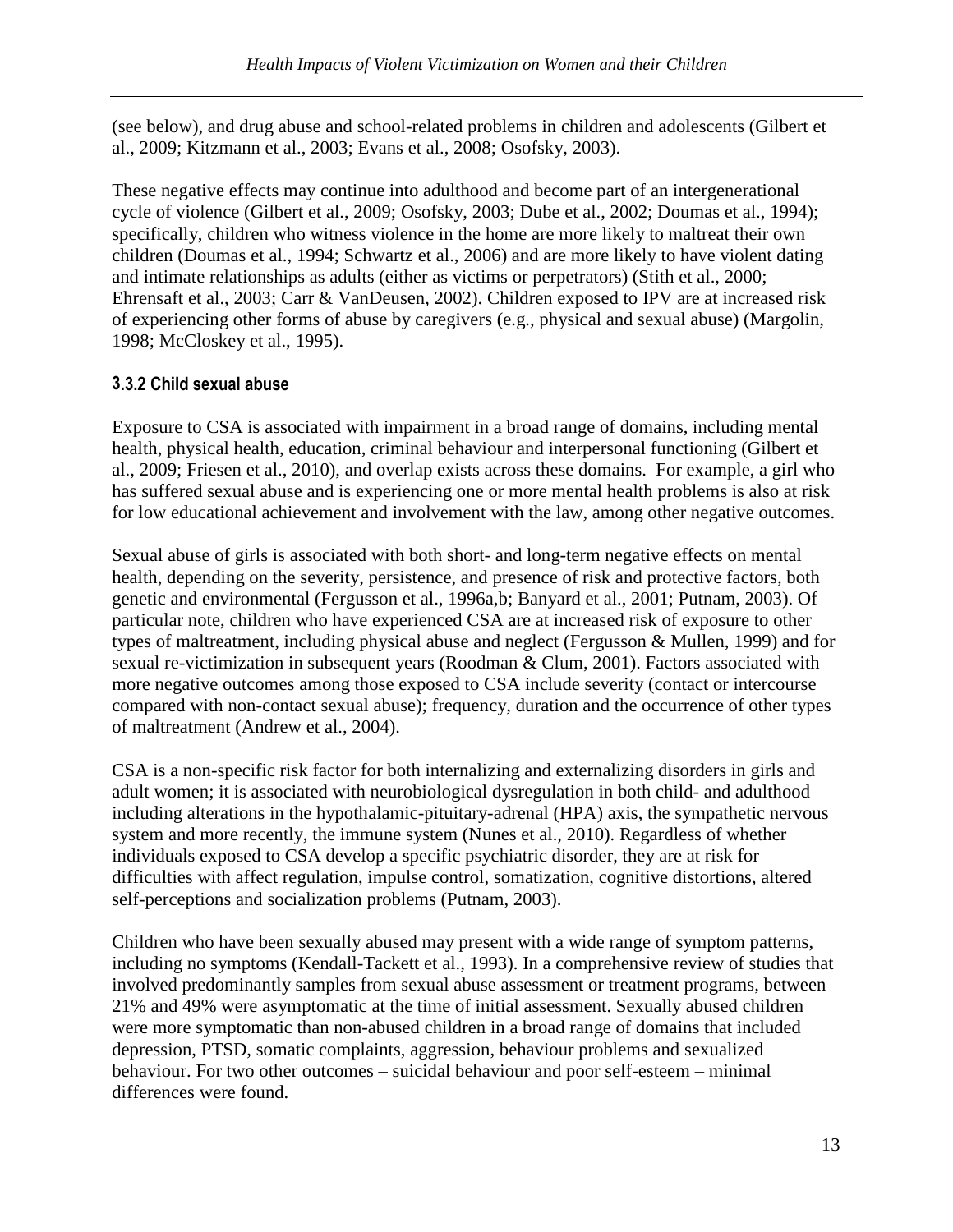(see below), and drug abuse and school-related problems in children and adolescents (Gilbert et al., 2009; Kitzmann et al., 2003; Evans et al., 2008; Osofsky, 2003).

These negative effects may continue into adulthood and become part of an intergenerational cycle of violence (Gilbert et al., 2009; Osofsky, 2003; Dube et al., 2002; Doumas et al., 1994); specifically, children who witness violence in the home are more likely to maltreat their own children (Doumas et al., 1994; Schwartz et al., 2006) and are more likely to have violent dating and intimate relationships as adults (either as victims or perpetrators) (Stith et al., 2000; Ehrensaft et al., 2003; Carr & VanDeusen, 2002). Children exposed to IPV are at increased risk of experiencing other forms of abuse by caregivers (e.g., physical and sexual abuse) (Margolin, 1998; McCloskey et al., 1995).

### 3.3.2 Child sexual abuse

Exposure to CSA is associated with impairment in a broad range of domains, including mental health, physical health, education, criminal behaviour and interpersonal functioning (Gilbert et al., 2009; Friesen et al., 2010), and overlap exists across these domains. For example, a girl who has suffered sexual abuse and is experiencing one or more mental health problems is also at risk for low educational achievement and involvement with the law, among other negative outcomes.

Sexual abuse of girls is associated with both short- and long-term negative effects on mental health, depending on the severity, persistence, and presence of risk and protective factors, both genetic and environmental (Fergusson et al., 1996a,b; Banyard et al., 2001; Putnam, 2003). Of particular note, children who have experienced CSA are at increased risk of exposure to other types of maltreatment, including physical abuse and neglect (Fergusson & Mullen, 1999) and for sexual re-victimization in subsequent years (Roodman & Clum, 2001). Factors associated with more negative outcomes among those exposed to CSA include severity (contact or intercourse compared with non-contact sexual abuse); frequency, duration and the occurrence of other types of maltreatment (Andrew et al., 2004).

CSA is a non-specific risk factor for both internalizing and externalizing disorders in girls and adult women; it is associated with neurobiological dysregulation in both child- and adulthood including alterations in the hypothalamic-pituitary-adrenal (HPA) axis, the sympathetic nervous system and more recently, the immune system (Nunes et al., 2010). Regardless of whether individuals exposed to CSA develop a specific psychiatric disorder, they are at risk for difficulties with affect regulation, impulse control, somatization, cognitive distortions, altered self-perceptions and socialization problems (Putnam, 2003).

Children who have been sexually abused may present with a wide range of symptom patterns, including no symptoms (Kendall-Tackett et al., 1993). In a comprehensive review of studies that involved predominantly samples from sexual abuse assessment or treatment programs, between 21% and 49% were asymptomatic at the time of initial assessment. Sexually abused children were more symptomatic than non-abused children in a broad range of domains that included depression, PTSD, somatic complaints, aggression, behaviour problems and sexualized behaviour. For two other outcomes – suicidal behaviour and poor self-esteem – minimal differences were found.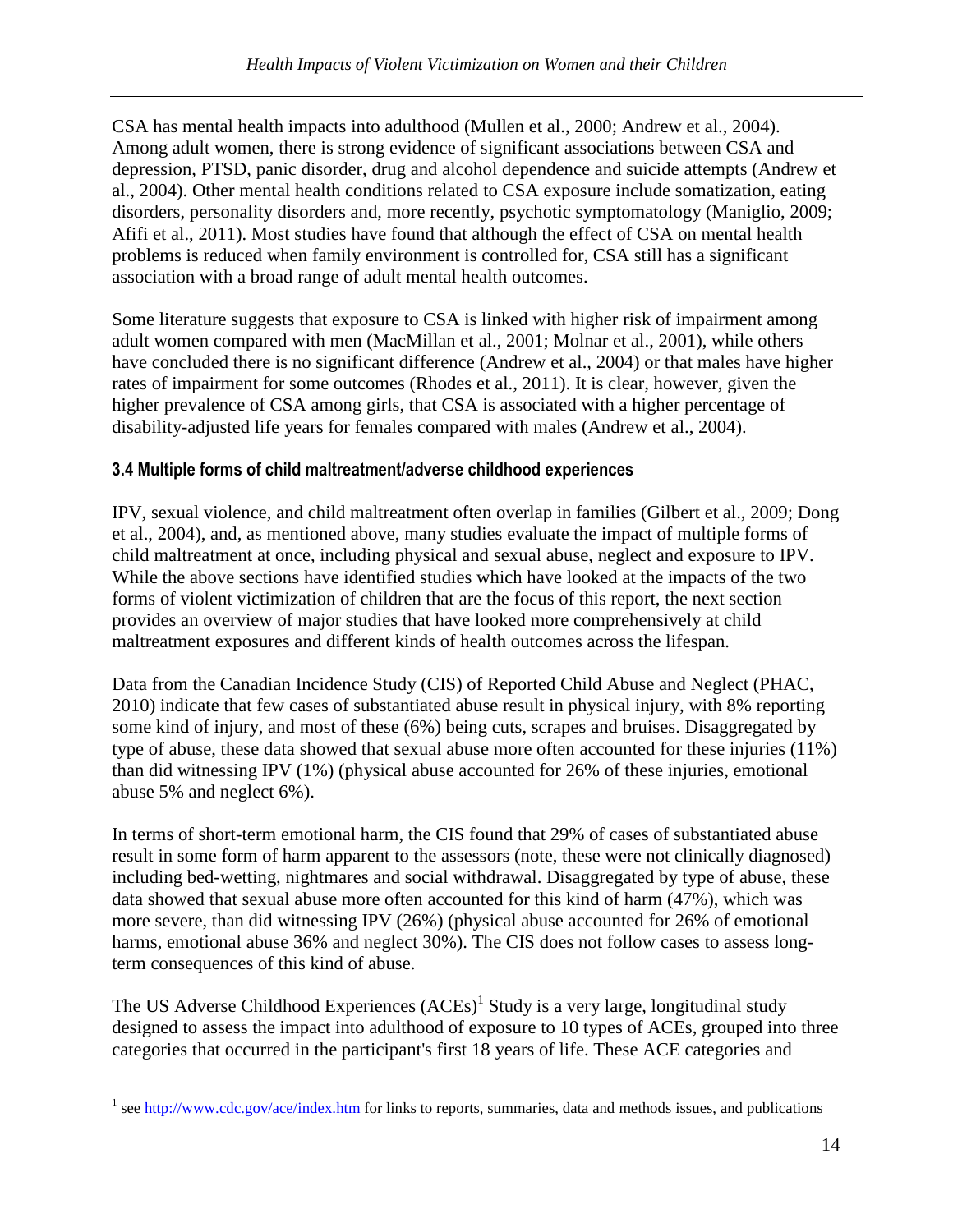CSA has mental health impacts into adulthood (Mullen et al., 2000; Andrew et al., 2004). Among adult women, there is strong evidence of significant associations between CSA and depression, PTSD, panic disorder, drug and alcohol dependence and suicide attempts (Andrew et al., 2004). Other mental health conditions related to CSA exposure include somatization, eating disorders, personality disorders and, more recently, psychotic symptomatology (Maniglio, 2009; Afifi et al., 2011). Most studies have found that although the effect of CSA on mental health problems is reduced when family environment is controlled for, CSA still has a significant association with a broad range of adult mental health outcomes.

Some literature suggests that exposure to CSA is linked with higher risk of impairment among adult women compared with men (MacMillan et al., 2001; Molnar et al., 2001), while others have concluded there is no significant difference (Andrew et al., 2004) or that males have higher rates of impairment for some outcomes (Rhodes et al., 2011). It is clear, however, given the higher prevalence of CSA among girls, that CSA is associated with a higher percentage of disability-adjusted life years for females compared with males (Andrew et al., 2004).

### 3.4 Multiple forms of child maltreatment/adverse childhood experiences

IPV, sexual violence, and child maltreatment often overlap in families (Gilbert et al., 2009; Dong et al., 2004), and, as mentioned above, many studies evaluate the impact of multiple forms of child maltreatment at once, including physical and sexual abuse, neglect and exposure to IPV. While the above sections have identified studies which have looked at the impacts of the two forms of violent victimization of children that are the focus of this report, the next section provides an overview of major studies that have looked more comprehensively at child maltreatment exposures and different kinds of health outcomes across the lifespan.

Data from the Canadian Incidence Study (CIS) of Reported Child Abuse and Neglect (PHAC, 2010) indicate that few cases of substantiated abuse result in physical injury, with 8% reporting some kind of injury, and most of these (6%) being cuts, scrapes and bruises. Disaggregated by type of abuse, these data showed that sexual abuse more often accounted for these injuries (11%) than did witnessing IPV (1%) (physical abuse accounted for 26% of these injuries, emotional abuse 5% and neglect 6%).

In terms of short-term emotional harm, the CIS found that 29% of cases of substantiated abuse result in some form of harm apparent to the assessors (note, these were not clinically diagnosed) including bed-wetting, nightmares and social withdrawal. Disaggregated by type of abuse, these data showed that sexual abuse more often accounted for this kind of harm (47%), which was more severe, than did witnessing IPV (26%) (physical abuse accounted for 26% of emotional harms, emotional abuse 36% and neglect 30%). The CIS does not follow cases to assess long-term consequences of this kind of abuse.

The US Adverse Childhood Experiences (ACEs)[1] Study is a very large, longitudinal study designed to assess the impact into adulthood of exposure to 10 types of ACEs, grouped into three categories that occurred in the participant's first 18 years of life. These ACE categories and

[1] see http://www.cdc.gov/ace/index.htm for links to reports, summaries, data and methods issues, and publications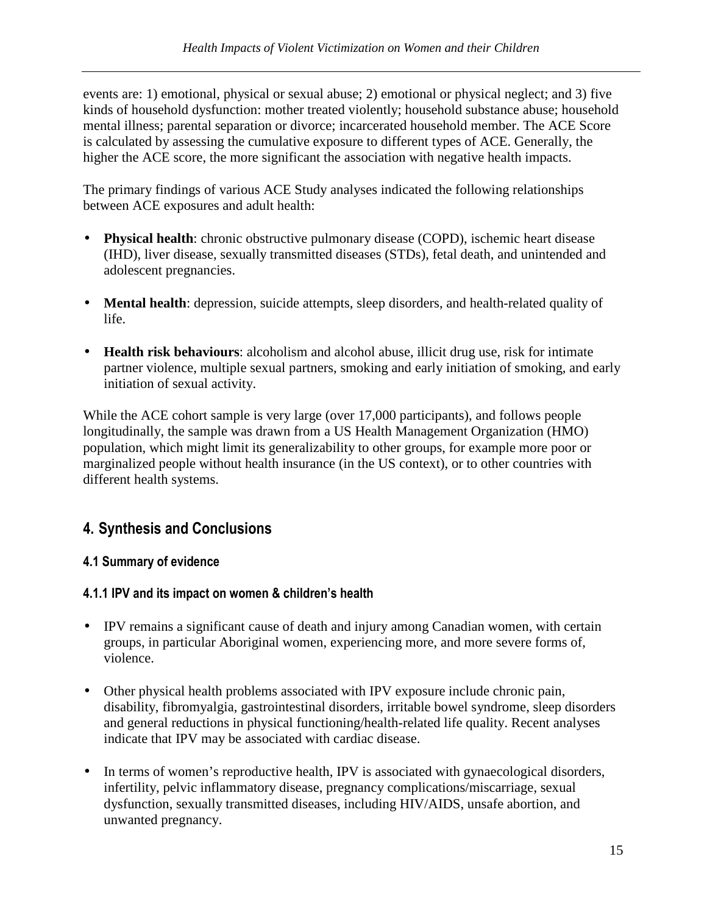events are: 1) emotional, physical or sexual abuse; 2) emotional or physical neglect; and 3) five kinds of household dysfunction: mother treated violently; household substance abuse; household mental illness; parental separation or divorce; incarcerated household member. The ACE Score is calculated by assessing the cumulative exposure to different types of ACE. Generally, the higher the ACE score, the more significant the association with negative health impacts.

The primary findings of various ACE Study analyses indicated the following relationships between ACE exposures and adult health:

- **Physical health**: chronic obstructive pulmonary disease (COPD), ischemic heart disease (IHD), liver disease, sexually transmitted diseases (STDs), fetal death, and unintended and adolescent pregnancies.
- **Mental health**: depression, suicide attempts, sleep disorders, and health-related quality of life.
- **Health risk behaviours**: alcoholism and alcohol abuse, illicit drug use, risk for intimate partner violence, multiple sexual partners, smoking and early initiation of smoking, and early initiation of sexual activity.

While the ACE cohort sample is very large (over 17,000 participants), and follows people longitudinally, the sample was drawn from a US Health Management Organization (HMO) population, which might limit its generalizability to other groups, for example more poor or marginalized people without health insurance (in the US context), or to other countries with different health systems.

## 4. Synthesis and Conclusions

### 4.1 Summary of evidence

#### 4.1.1 IPV and its impact on women & children's health

- IPV remains a significant cause of death and injury among Canadian women, with certain groups, in particular Aboriginal women, experiencing more, and more severe forms of, violence.
- Other physical health problems associated with IPV exposure include chronic pain, disability, fibromyalgia, gastrointestinal disorders, irritable bowel syndrome, sleep disorders and general reductions in physical functioning/health-related life quality. Recent analyses indicate that IPV may be associated with cardiac disease.
- In terms of women's reproductive health, IPV is associated with gynaecological disorders, infertility, pelvic inflammatory disease, pregnancy complications/miscarriage, sexual dysfunction, sexually transmitted diseases, including HIV/AIDS, unsafe abortion, and unwanted pregnancy.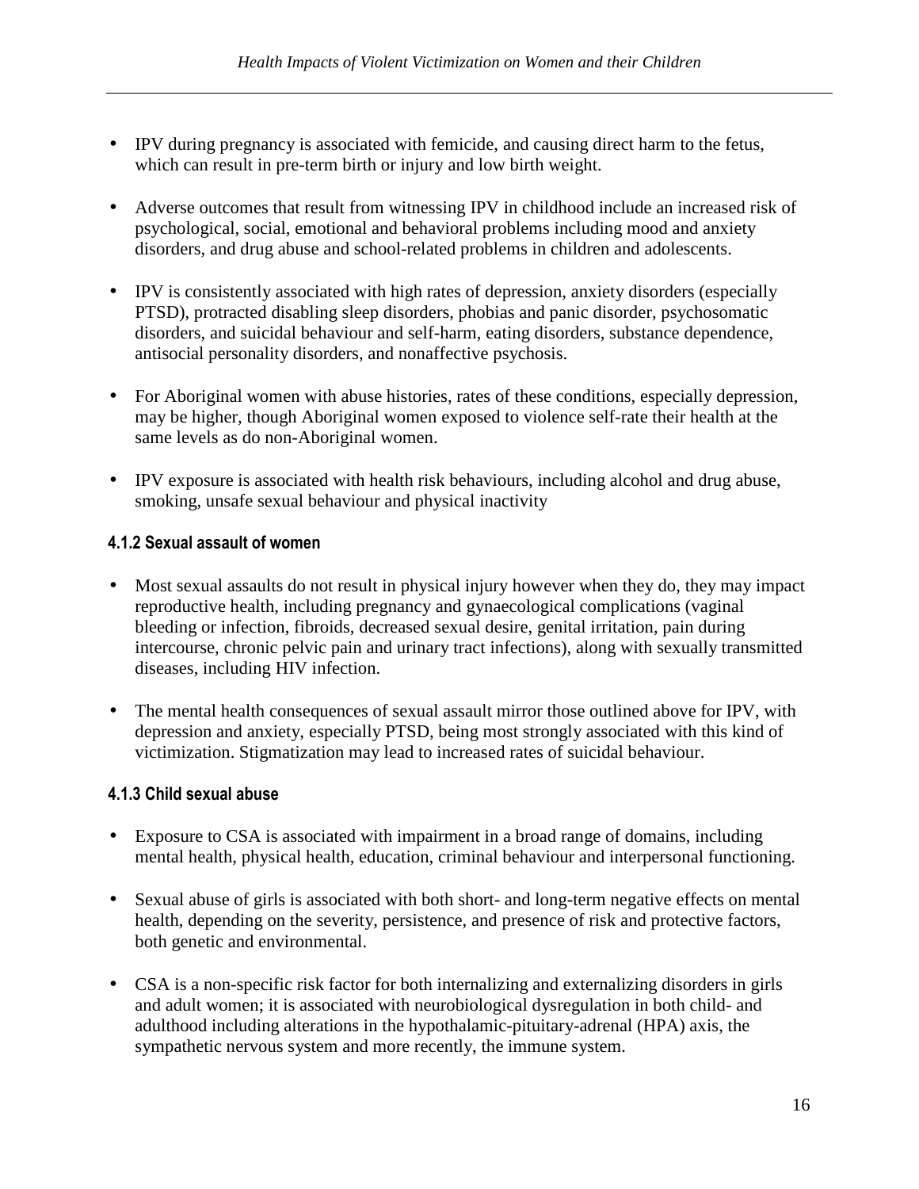- IPV during pregnancy is associated with femicide, and causing direct harm to the fetus, which can result in pre-term birth or injury and low birth weight.

- Adverse outcomes that result from witnessing IPV in childhood include an increased risk of psychological, social, emotional and behavioral problems including mood and anxiety disorders, and drug abuse and school-related problems in children and adolescents.

- IPV is consistently associated with high rates of depression, anxiety disorders (especially PTSD), protracted disabling sleep disorders, phobias and panic disorder, psychosomatic disorders, and suicidal behaviour and self-harm, eating disorders, substance dependence, antisocial personality disorders, and nonaffective psychosis.

- For Aboriginal women with abuse histories, rates of these conditions, especially depression, may be higher, though Aboriginal women exposed to violence self-rate their health at the same levels as do non-Aboriginal women.

- IPV exposure is associated with health risk behaviours, including alcohol and drug abuse, smoking, unsafe sexual behaviour and physical inactivity

#### 4.1.2 Sexual assault of women

- Most sexual assaults do not result in physical injury however when they do, they may impact reproductive health, including pregnancy and gynaecological complications (vaginal bleeding or infection, fibroids, decreased sexual desire, genital irritation, pain during intercourse, chronic pelvic pain and urinary tract infections), along with sexually transmitted diseases, including HIV infection.

- The mental health consequences of sexual assault mirror those outlined above for IPV, with depression and anxiety, especially PTSD, being most strongly associated with this kind of victimization. Stigmatization may lead to increased rates of suicidal behaviour.

#### 4.1.3 Child sexual abuse

- Exposure to CSA is associated with impairment in a broad range of domains, including mental health, physical health, education, criminal behaviour and interpersonal functioning.

- Sexual abuse of girls is associated with both short- and long-term negative effects on mental health, depending on the severity, persistence, and presence of risk and protective factors, both genetic and environmental.

- CSA is a non-specific risk factor for both internalizing and externalizing disorders in girls and adult women; it is associated with neurobiological dysregulation in both child- and adulthood including alterations in the hypothalamic-pituitary-adrenal (HPA) axis, the sympathetic nervous system and more recently, the immune system.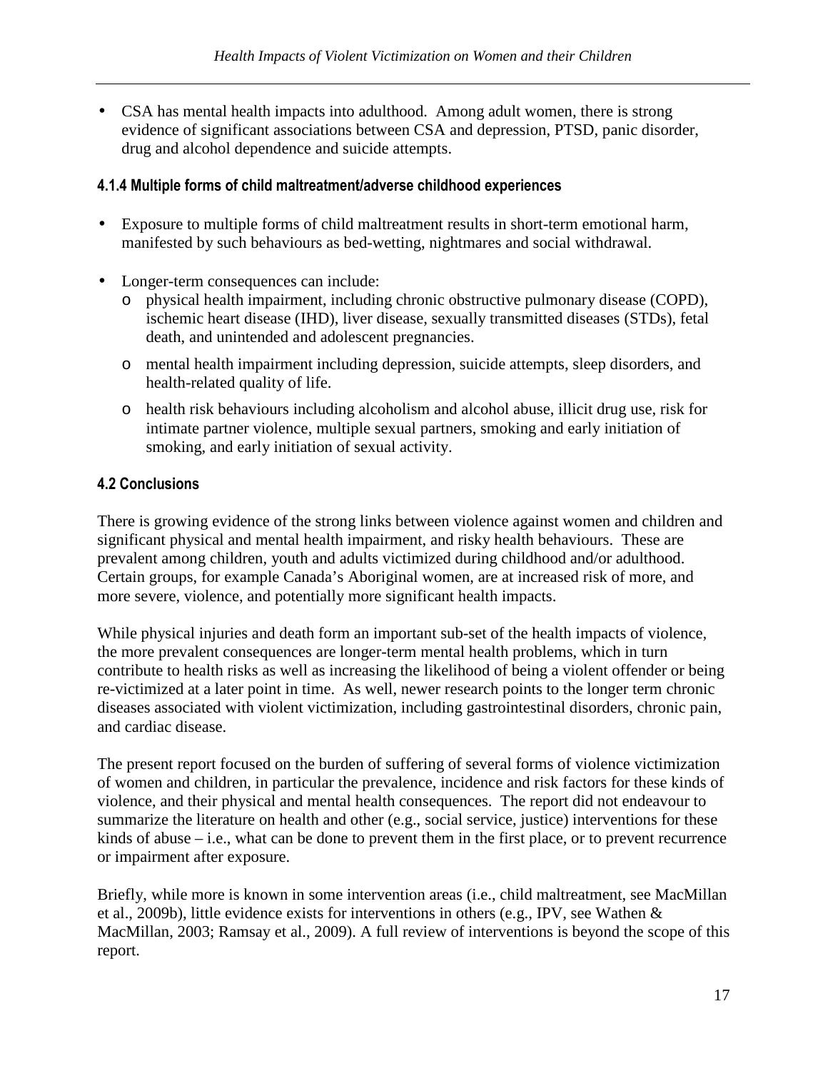- CSA has mental health impacts into adulthood.  Among adult women, there is strong evidence of significant associations between CSA and depression, PTSD, panic disorder, drug and alcohol dependence and suicide attempts.

#### 4.1.4 Multiple forms of child maltreatment/adverse childhood experiences

- Exposure to multiple forms of child maltreatment results in short-term emotional harm, manifested by such behaviours as bed-wetting, nightmares and social withdrawal.

- Longer-term consequences can include:
  - physical health impairment, including chronic obstructive pulmonary disease (COPD), ischemic heart disease (IHD), liver disease, sexually transmitted diseases (STDs), fetal death, and unintended and adolescent pregnancies.
  - mental health impairment including depression, suicide attempts, sleep disorders, and health-related quality of life.
  - health risk behaviours including alcoholism and alcohol abuse, illicit drug use, risk for intimate partner violence, multiple sexual partners, smoking and early initiation of smoking, and early initiation of sexual activity.

### 4.2 Conclusions

There is growing evidence of the strong links between violence against women and children and significant physical and mental health impairment, and risky health behaviours.  These are prevalent among children, youth and adults victimized during childhood and/or adulthood. Certain groups, for example Canada's Aboriginal women, are at increased risk of more, and more severe, violence, and potentially more significant health impacts.

While physical injuries and death form an important sub-set of the health impacts of violence, the more prevalent consequences are longer-term mental health problems, which in turn contribute to health risks as well as increasing the likelihood of being a violent offender or being re-victimized at a later point in time.  As well, newer research points to the longer term chronic diseases associated with violent victimization, including gastrointestinal disorders, chronic pain, and cardiac disease.

The present report focused on the burden of suffering of several forms of violence victimization of women and children, in particular the prevalence, incidence and risk factors for these kinds of violence, and their physical and mental health consequences.  The report did not endeavour to summarize the literature on health and other (e.g., social service, justice) interventions for these kinds of abuse – i.e., what can be done to prevent them in the first place, or to prevent recurrence or impairment after exposure.

Briefly, while more is known in some intervention areas (i.e., child maltreatment, see MacMillan et al., 2009b), little evidence exists for interventions in others (e.g., IPV, see Wathen & MacMillan, 2003; Ramsay et al., 2009). A full review of interventions is beyond the scope of this report.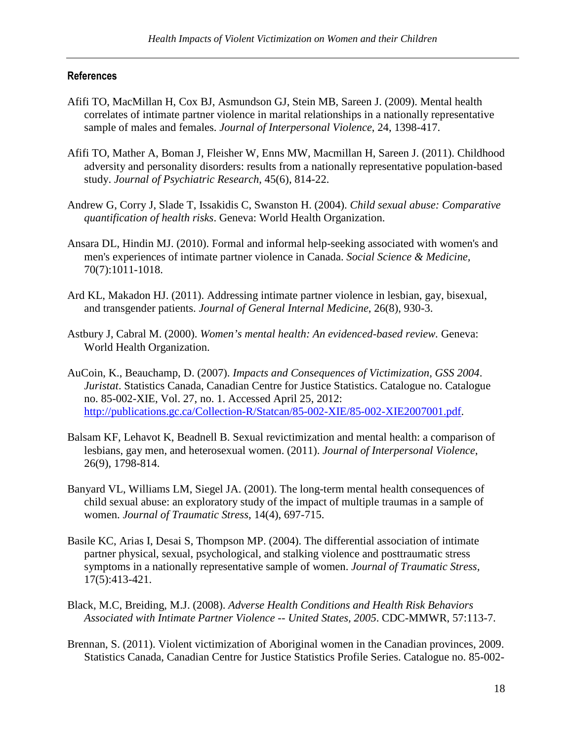### References

Afifi TO, MacMillan H, Cox BJ, Asmundson GJ, Stein MB, Sareen J. (2009). Mental health correlates of intimate partner violence in marital relationships in a nationally representative sample of males and females. *Journal of Interpersonal Violence*, 24, 1398-417.

Afifi TO, Mather A, Boman J, Fleisher W, Enns MW, Macmillan H, Sareen J. (2011). Childhood adversity and personality disorders: results from a nationally representative population-based study. *Journal of Psychiatric Research*, 45(6), 814-22.

Andrew G, Corry J, Slade T, Issakidis C, Swanston H. (2004). *Child sexual abuse: Comparative quantification of health risks*. Geneva: World Health Organization.

Ansara DL, Hindin MJ. (2010). Formal and informal help-seeking associated with women's and men's experiences of intimate partner violence in Canada. *Social Science & Medicine*, 70(7):1011-1018.

Ard KL, Makadon HJ. (2011). Addressing intimate partner violence in lesbian, gay, bisexual, and transgender patients. *Journal of General Internal Medicine*, 26(8), 930-3.

Astbury J, Cabral M. (2000). *Women's mental health: An evidenced-based review.* Geneva: World Health Organization.

AuCoin, K., Beauchamp, D. (2007). *Impacts and Consequences of Victimization, GSS 2004*. *Juristat*. Statistics Canada, Canadian Centre for Justice Statistics. Catalogue no. Catalogue no. 85-002-XIE, Vol. 27, no. 1. Accessed April 25, 2012: http://publications.gc.ca/Collection-R/Statcan/85-002-XIE/85-002-XIE2007001.pdf.

Balsam KF, Lehavot K, Beadnell B. Sexual revictimization and mental health: a comparison of lesbians, gay men, and heterosexual women. (2011). *Journal of Interpersonal Violence*, 26(9), 1798-814.

Banyard VL, Williams LM, Siegel JA. (2001). The long-term mental health consequences of child sexual abuse: an exploratory study of the impact of multiple traumas in a sample of women. *Journal of Traumatic Stress*, 14(4), 697-715.

Basile KC, Arias I, Desai S, Thompson MP. (2004). The differential association of intimate partner physical, sexual, psychological, and stalking violence and posttraumatic stress symptoms in a nationally representative sample of women. *Journal of Traumatic Stress,* 17(5):413-421.

Black, M.C, Breiding, M.J. (2008). *Adverse Health Conditions and Health Risk Behaviors Associated with Intimate Partner Violence -- United States, 2005*. CDC-MMWR, 57:113-7.

Brennan, S. (2011). Violent victimization of Aboriginal women in the Canadian provinces, 2009. Statistics Canada, Canadian Centre for Justice Statistics Profile Series. Catalogue no. 85-002-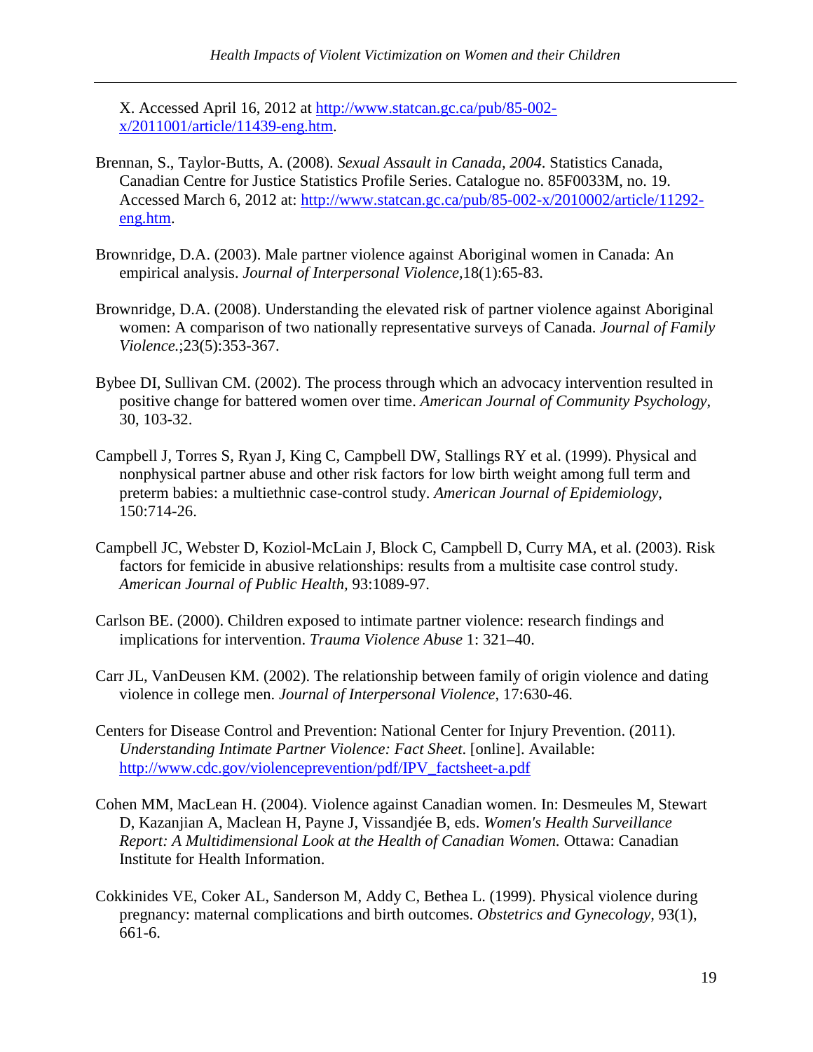X. Accessed April 16, 2012 at [http://www.statcan.gc.ca/pub/85-002-x/2011001/article/11439-eng.htm](http://www.statcan.gc.ca/pub/85-002-x/2011001/article/11439-eng.htm).

Brennan, S., Taylor-Butts, A. (2008). *Sexual Assault in Canada, 2004*. Statistics Canada, Canadian Centre for Justice Statistics Profile Series. Catalogue no. 85F0033M, no. 19. Accessed March 6, 2012 at: [http://www.statcan.gc.ca/pub/85-002-x/2010002/article/11292-eng.htm](http://www.statcan.gc.ca/pub/85-002-x/2010002/article/11292-eng.htm).

Brownridge, D.A. (2003). Male partner violence against Aboriginal women in Canada: An empirical analysis. *Journal of Interpersonal Violence,*18(1):65-83.

Brownridge, D.A. (2008). Understanding the elevated risk of partner violence against Aboriginal women: A comparison of two nationally representative surveys of Canada. *Journal of Family Violence.*;23(5):353-367.

Bybee DI, Sullivan CM. (2002). The process through which an advocacy intervention resulted in positive change for battered women over time. *American Journal of Community Psychology*, 30, 103-32.

Campbell J, Torres S, Ryan J, King C, Campbell DW, Stallings RY et al. (1999). Physical and nonphysical partner abuse and other risk factors for low birth weight among full term and preterm babies: a multiethnic case-control study. *American Journal of Epidemiology*, 150:714-26.

Campbell JC, Webster D, Koziol-McLain J, Block C, Campbell D, Curry MA, et al. (2003). Risk factors for femicide in abusive relationships: results from a multisite case control study. *American Journal of Public Health,* 93:1089-97.

Carlson BE. (2000). Children exposed to intimate partner violence: research findings and implications for intervention. *Trauma Violence Abuse* 1: 321–40.

Carr JL, VanDeusen KM. (2002). The relationship between family of origin violence and dating violence in college men. *Journal of Interpersonal Violence*, 17:630-46.

Centers for Disease Control and Prevention: National Center for Injury Prevention. (2011). *Understanding Intimate Partner Violence: Fact Sheet*. [online]. Available: [http://www.cdc.gov/violenceprevention/pdf/IPV_factsheet-a.pdf](http://www.cdc.gov/violenceprevention/pdf/IPV_factsheet-a.pdf)

Cohen MM, MacLean H. (2004). Violence against Canadian women. In: Desmeules M, Stewart D, Kazanjian A, Maclean H, Payne J, Vissandjée B, eds. *Women's Health Surveillance Report: A Multidimensional Look at the Health of Canadian Women.* Ottawa: Canadian Institute for Health Information.

Cokkinides VE, Coker AL, Sanderson M, Addy C, Bethea L. (1999). Physical violence during pregnancy: maternal complications and birth outcomes. *Obstetrics and Gynecology,* 93(1), 661-6.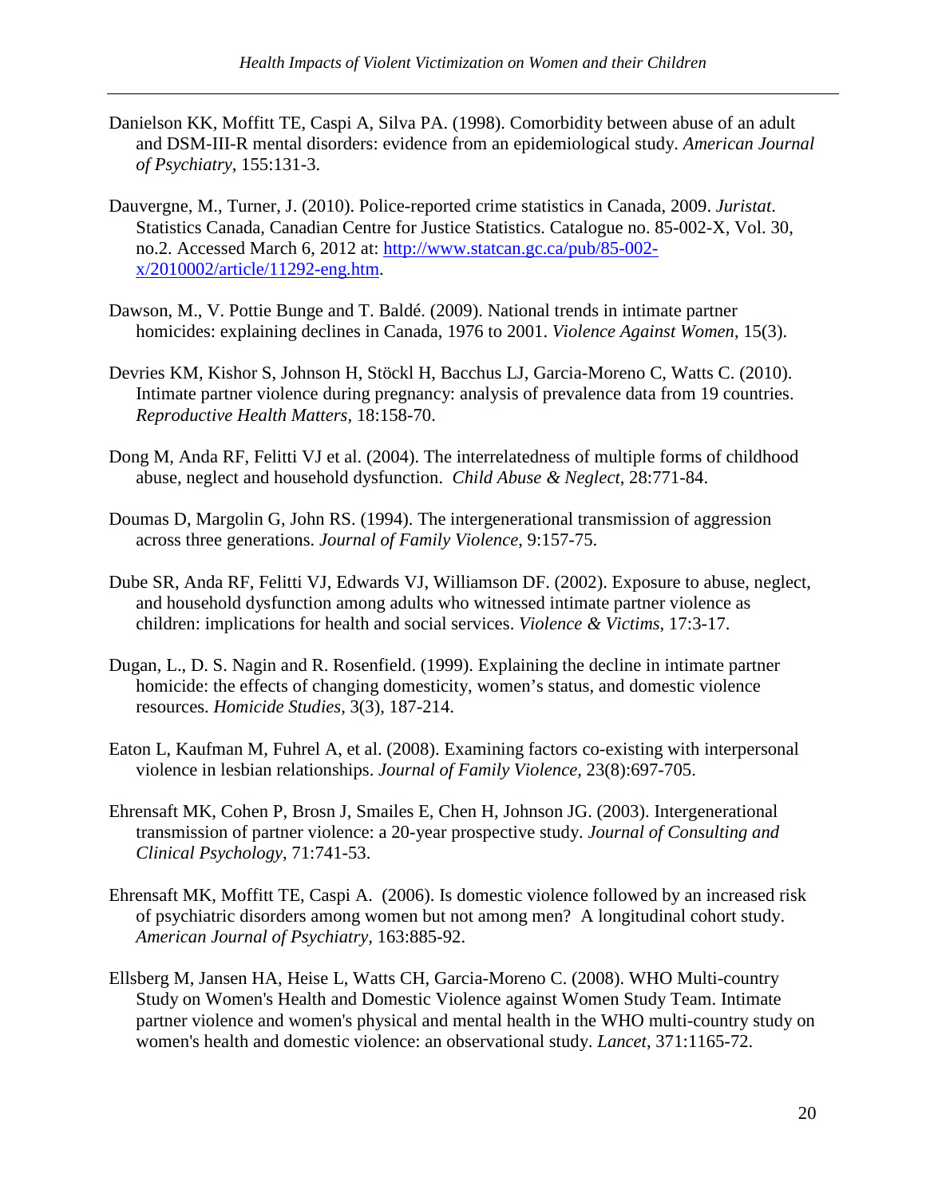Danielson KK, Moffitt TE, Caspi A, Silva PA. (1998). Comorbidity between abuse of an adult and DSM-III-R mental disorders: evidence from an epidemiological study. *American Journal of Psychiatry*, 155:131-3.

Dauvergne, M., Turner, J. (2010). Police-reported crime statistics in Canada, 2009. *Juristat*. Statistics Canada, Canadian Centre for Justice Statistics. Catalogue no. 85-002-X, Vol. 30, no.2. Accessed March 6, 2012 at: [http://www.statcan.gc.ca/pub/85-002-x/2010002/article/11292-eng.htm](http://www.statcan.gc.ca/pub/85-002-x/2010002/article/11292-eng.htm).

Dawson, M., V. Pottie Bunge and T. Baldé. (2009). National trends in intimate partner homicides: explaining declines in Canada, 1976 to 2001. *Violence Against Women*, 15(3).

Devries KM, Kishor S, Johnson H, Stöckl H, Bacchus LJ, Garcia-Moreno C, Watts C. (2010). Intimate partner violence during pregnancy: analysis of prevalence data from 19 countries. *Reproductive Health Matters*, 18:158-70.

Dong M, Anda RF, Felitti VJ et al. (2004). The interrelatedness of multiple forms of childhood abuse, neglect and household dysfunction. *Child Abuse & Neglect*, 28:771-84.

Doumas D, Margolin G, John RS. (1994). The intergenerational transmission of aggression across three generations. *Journal of Family Violence*, 9:157-75.

Dube SR, Anda RF, Felitti VJ, Edwards VJ, Williamson DF. (2002). Exposure to abuse, neglect, and household dysfunction among adults who witnessed intimate partner violence as children: implications for health and social services. *Violence & Victims*, 17:3-17.

Dugan, L., D. S. Nagin and R. Rosenfield. (1999). Explaining the decline in intimate partner homicide: the effects of changing domesticity, women's status, and domestic violence resources. *Homicide Studies*, 3(3), 187-214.

Eaton L, Kaufman M, Fuhrel A, et al. (2008). Examining factors co-existing with interpersonal violence in lesbian relationships. *Journal of Family Violence*, 23(8):697-705.

Ehrensaft MK, Cohen P, Brosn J, Smailes E, Chen H, Johnson JG. (2003). Intergenerational transmission of partner violence: a 20-year prospective study. *Journal of Consulting and Clinical Psychology*, 71:741-53.

Ehrensaft MK, Moffitt TE, Caspi A. (2006). Is domestic violence followed by an increased risk of psychiatric disorders among women but not among men? A longitudinal cohort study. *American Journal of Psychiatry*, 163:885-92.

Ellsberg M, Jansen HA, Heise L, Watts CH, Garcia-Moreno C. (2008). WHO Multi-country Study on Women's Health and Domestic Violence against Women Study Team. Intimate partner violence and women's physical and mental health in the WHO multi-country study on women's health and domestic violence: an observational study. *Lancet*, 371:1165-72.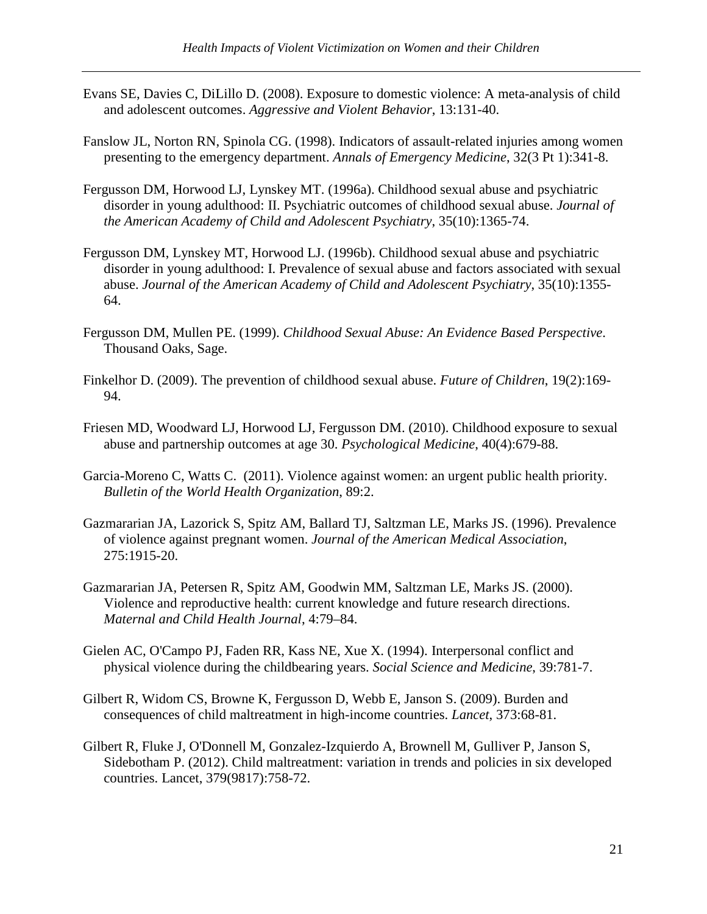Evans SE, Davies C, DiLillo D. (2008). Exposure to domestic violence: A meta-analysis of child and adolescent outcomes. *Aggressive and Violent Behavior*, 13:131-40.

Fanslow JL, Norton RN, Spinola CG. (1998). Indicators of assault-related injuries among women presenting to the emergency department. *Annals of Emergency Medicine*, 32(3 Pt 1):341-8.

Fergusson DM, Horwood LJ, Lynskey MT. (1996a). Childhood sexual abuse and psychiatric disorder in young adulthood: II. Psychiatric outcomes of childhood sexual abuse. *Journal of the American Academy of Child and Adolescent Psychiatry*, 35(10):1365-74.

Fergusson DM, Lynskey MT, Horwood LJ. (1996b). Childhood sexual abuse and psychiatric disorder in young adulthood: I. Prevalence of sexual abuse and factors associated with sexual abuse. *Journal of the American Academy of Child and Adolescent Psychiatry*, 35(10):1355-64.

Fergusson DM, Mullen PE. (1999). *Childhood Sexual Abuse: An Evidence Based Perspective*. Thousand Oaks, Sage.

Finkelhor D. (2009). The prevention of childhood sexual abuse. *Future of Children*, 19(2):169-94.

Friesen MD, Woodward LJ, Horwood LJ, Fergusson DM. (2010). Childhood exposure to sexual abuse and partnership outcomes at age 30. *Psychological Medicine*, 40(4):679-88.

Garcia-Moreno C, Watts C. (2011). Violence against women: an urgent public health priority. *Bulletin of the World Health Organization*, 89:2.

Gazmararian JA, Lazorick S, Spitz AM, Ballard TJ, Saltzman LE, Marks JS. (1996). Prevalence of violence against pregnant women. *Journal of the American Medical Association*, 275:1915-20.

Gazmararian JA, Petersen R, Spitz AM, Goodwin MM, Saltzman LE, Marks JS. (2000). Violence and reproductive health: current knowledge and future research directions. *Maternal and Child Health Journal*, 4:79–84.

Gielen AC, O'Campo PJ, Faden RR, Kass NE, Xue X. (1994). Interpersonal conflict and physical violence during the childbearing years. *Social Science and Medicine*, 39:781-7.

Gilbert R, Widom CS, Browne K, Fergusson D, Webb E, Janson S. (2009). Burden and consequences of child maltreatment in high-income countries. *Lancet*, 373:68-81.

Gilbert R, Fluke J, O'Donnell M, Gonzalez-Izquierdo A, Brownell M, Gulliver P, Janson S, Sidebotham P. (2012). Child maltreatment: variation in trends and policies in six developed countries. Lancet, 379(9817):758-72.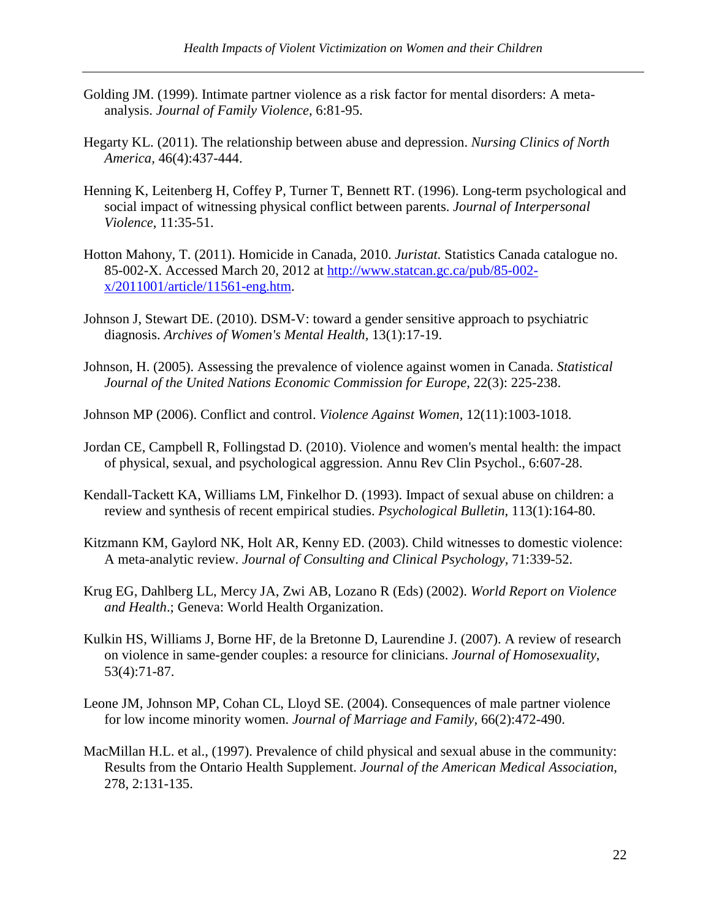Golding JM. (1999). Intimate partner violence as a risk factor for mental disorders: A meta-analysis. *Journal of Family Violence,* 6:81-95.

Hegarty KL. (2011). The relationship between abuse and depression. *Nursing Clinics of North America*, 46(4):437-444.

Henning K, Leitenberg H, Coffey P, Turner T, Bennett RT. (1996). Long-term psychological and social impact of witnessing physical conflict between parents. *Journal of Interpersonal Violence*, 11:35-51.

Hotton Mahony, T. (2011). Homicide in Canada, 2010. *Juristat.* Statistics Canada catalogue no. 85-002-X. Accessed March 20, 2012 at [http://www.statcan.gc.ca/pub/85-002-x/2011001/article/11561-eng.htm](http://www.statcan.gc.ca/pub/85-002-x/2011001/article/11561-eng.htm).

Johnson J, Stewart DE. (2010). DSM-V: toward a gender sensitive approach to psychiatric diagnosis. *Archives of Women's Mental Health*, 13(1):17-19.

Johnson, H. (2005). Assessing the prevalence of violence against women in Canada. *Statistical Journal of the United Nations Economic Commission for Europe,* 22(3): 225-238.

Johnson MP (2006). Conflict and control. *Violence Against Women,* 12(11):1003-1018.

Jordan CE, Campbell R, Follingstad D. (2010). Violence and women's mental health: the impact of physical, sexual, and psychological aggression. Annu Rev Clin Psychol., 6:607-28.

Kendall-Tackett KA, Williams LM, Finkelhor D. (1993). Impact of sexual abuse on children: a review and synthesis of recent empirical studies. *Psychological Bulletin*, 113(1):164-80.

Kitzmann KM, Gaylord NK, Holt AR, Kenny ED. (2003). Child witnesses to domestic violence: A meta-analytic review. *Journal of Consulting and Clinical Psychology*, 71:339-52.

Krug EG, Dahlberg LL, Mercy JA, Zwi AB, Lozano R (Eds) (2002). *World Report on Violence and Health*.; Geneva: World Health Organization.

Kulkin HS, Williams J, Borne HF, de la Bretonne D, Laurendine J. (2007). A review of research on violence in same-gender couples: a resource for clinicians. *Journal of Homosexuality*, 53(4):71-87.

Leone JM, Johnson MP, Cohan CL, Lloyd SE. (2004). Consequences of male partner violence for low income minority women. *Journal of Marriage and Family*, 66(2):472-490.

MacMillan H.L. et al., (1997). Prevalence of child physical and sexual abuse in the community: Results from the Ontario Health Supplement. *Journal of the American Medical Association*, 278, 2:131-135.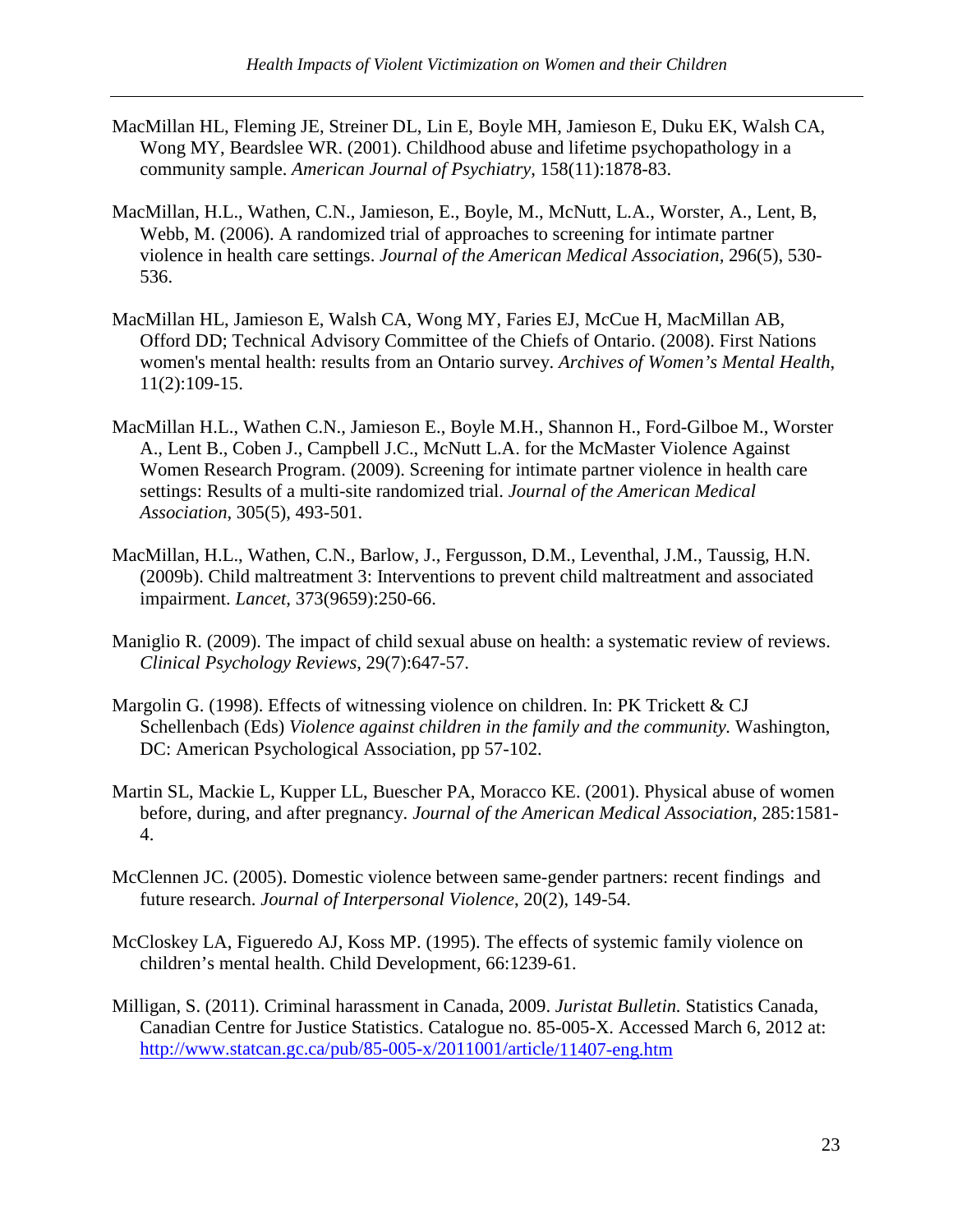MacMillan HL, Fleming JE, Streiner DL, Lin E, Boyle MH, Jamieson E, Duku EK, Walsh CA, Wong MY, Beardslee WR. (2001). Childhood abuse and lifetime psychopathology in a community sample. *American Journal of Psychiatry*, 158(11):1878-83.

MacMillan, H.L., Wathen, C.N., Jamieson, E., Boyle, M., McNutt, L.A., Worster, A., Lent, B, Webb, M. (2006). A randomized trial of approaches to screening for intimate partner violence in health care settings. *Journal of the American Medical Association*, 296(5), 530-536.

MacMillan HL, Jamieson E, Walsh CA, Wong MY, Faries EJ, McCue H, MacMillan AB, Offord DD; Technical Advisory Committee of the Chiefs of Ontario. (2008). First Nations women's mental health: results from an Ontario survey. *Archives of Women's Mental Health*, 11(2):109-15.

MacMillan H.L., Wathen C.N., Jamieson E., Boyle M.H., Shannon H., Ford-Gilboe M., Worster A., Lent B., Coben J., Campbell J.C., McNutt L.A. for the McMaster Violence Against Women Research Program. (2009). Screening for intimate partner violence in health care settings: Results of a multi-site randomized trial. *Journal of the American Medical Association*, 305(5), 493-501.

MacMillan, H.L., Wathen, C.N., Barlow, J., Fergusson, D.M., Leventhal, J.M., Taussig, H.N. (2009b). Child maltreatment 3: Interventions to prevent child maltreatment and associated impairment. *Lancet*, 373(9659):250-66.

Maniglio R. (2009). The impact of child sexual abuse on health: a systematic review of reviews. *Clinical Psychology Reviews*, 29(7):647-57.

Margolin G. (1998). Effects of witnessing violence on children. In: PK Trickett & CJ Schellenbach (Eds) *Violence against children in the family and the community.* Washington, DC: American Psychological Association, pp 57-102.

Martin SL, Mackie L, Kupper LL, Buescher PA, Moracco KE. (2001). Physical abuse of women before, during, and after pregnancy. *Journal of the American Medical Association*, 285:1581-4.

McClennen JC. (2005). Domestic violence between same-gender partners: recent findings and future research. *Journal of Interpersonal Violence*, 20(2), 149-54.

McCloskey LA, Figueredo AJ, Koss MP. (1995). The effects of systemic family violence on children's mental health. Child Development, 66:1239-61.

Milligan, S. (2011). Criminal harassment in Canada, 2009. *Juristat Bulletin.* Statistics Canada, Canadian Centre for Justice Statistics. Catalogue no. 85-005-X. Accessed March 6, 2012 at: http://www.statcan.gc.ca/pub/85-005-x/2011001/article/11407-eng.htm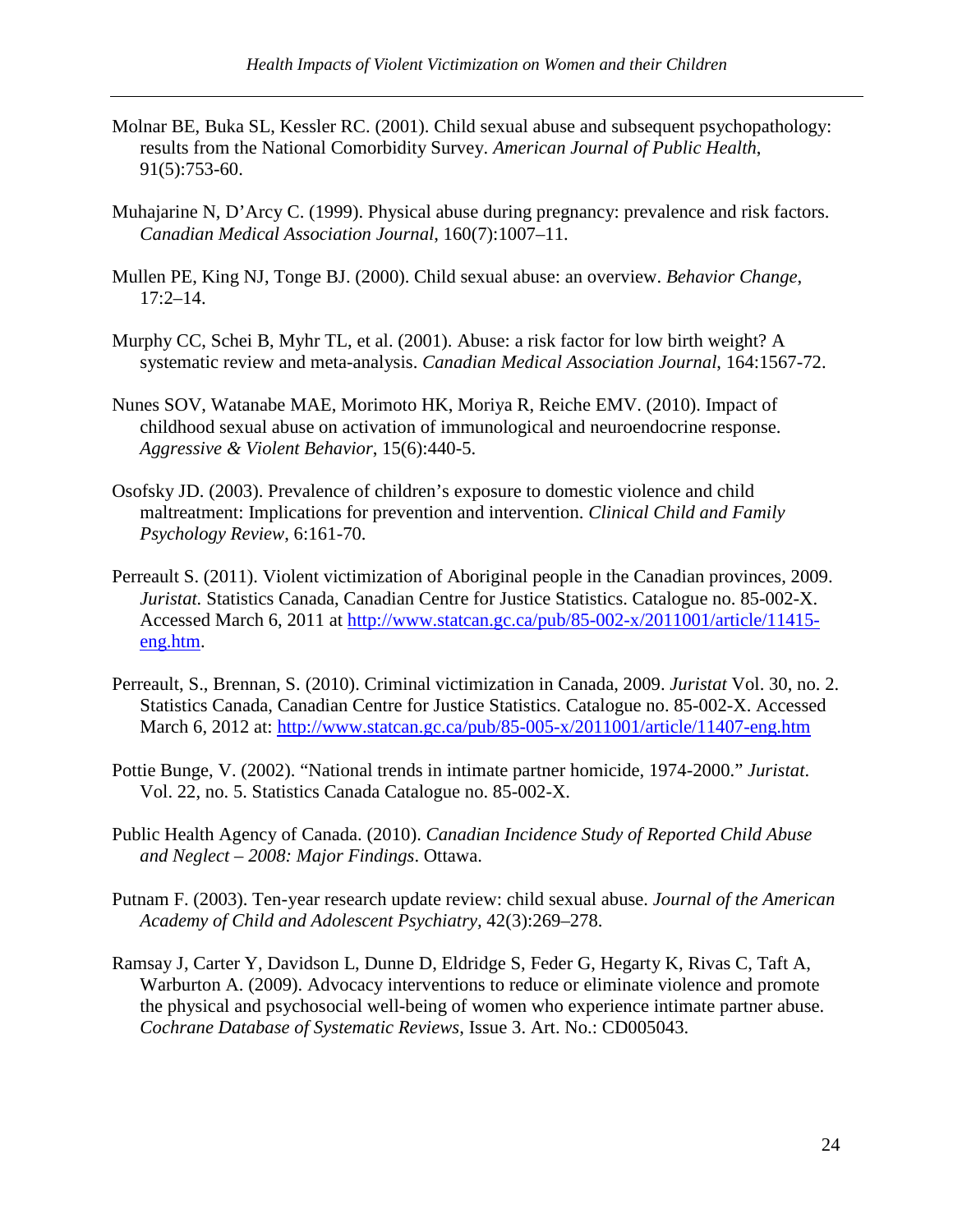Molnar BE, Buka SL, Kessler RC. (2001). Child sexual abuse and subsequent psychopathology: results from the National Comorbidity Survey. *American Journal of Public Health*, 91(5):753-60.

Muhajarine N, D'Arcy C. (1999). Physical abuse during pregnancy: prevalence and risk factors. *Canadian Medical Association Journal*, 160(7):1007–11.

Mullen PE, King NJ, Tonge BJ. (2000). Child sexual abuse: an overview. *Behavior Change*, 17:2–14.

Murphy CC, Schei B, Myhr TL, et al. (2001). Abuse: a risk factor for low birth weight? A systematic review and meta-analysis. *Canadian Medical Association Journal*, 164:1567-72.

Nunes SOV, Watanabe MAE, Morimoto HK, Moriya R, Reiche EMV. (2010). Impact of childhood sexual abuse on activation of immunological and neuroendocrine response. *Aggressive & Violent Behavior*, 15(6):440-5.

Osofsky JD. (2003). Prevalence of children's exposure to domestic violence and child maltreatment: Implications for prevention and intervention. *Clinical Child and Family Psychology Review*, 6:161-70.

Perreault S. (2011). Violent victimization of Aboriginal people in the Canadian provinces, 2009. *Juristat.* Statistics Canada, Canadian Centre for Justice Statistics. Catalogue no. 85-002-X. Accessed March 6, 2011 at http://www.statcan.gc.ca/pub/85-002-x/2011001/article/11415-eng.htm.

Perreault, S., Brennan, S. (2010). Criminal victimization in Canada, 2009. *Juristat* Vol. 30, no. 2. Statistics Canada, Canadian Centre for Justice Statistics. Catalogue no. 85-002-X. Accessed March 6, 2012 at: http://www.statcan.gc.ca/pub/85-005-x/2011001/article/11407-eng.htm

Pottie Bunge, V. (2002). "National trends in intimate partner homicide, 1974-2000." *Juristat*. Vol. 22, no. 5. Statistics Canada Catalogue no. 85-002-X.

Public Health Agency of Canada. (2010). *Canadian Incidence Study of Reported Child Abuse and Neglect – 2008: Major Findings*. Ottawa.

Putnam F. (2003). Ten-year research update review: child sexual abuse. *Journal of the American Academy of Child and Adolescent Psychiatry,* 42(3):269–278.

Ramsay J, Carter Y, Davidson L, Dunne D, Eldridge S, Feder G, Hegarty K, Rivas C, Taft A, Warburton A. (2009). Advocacy interventions to reduce or eliminate violence and promote the physical and psychosocial well-being of women who experience intimate partner abuse. *Cochrane Database of Systematic Reviews*, Issue 3. Art. No.: CD005043.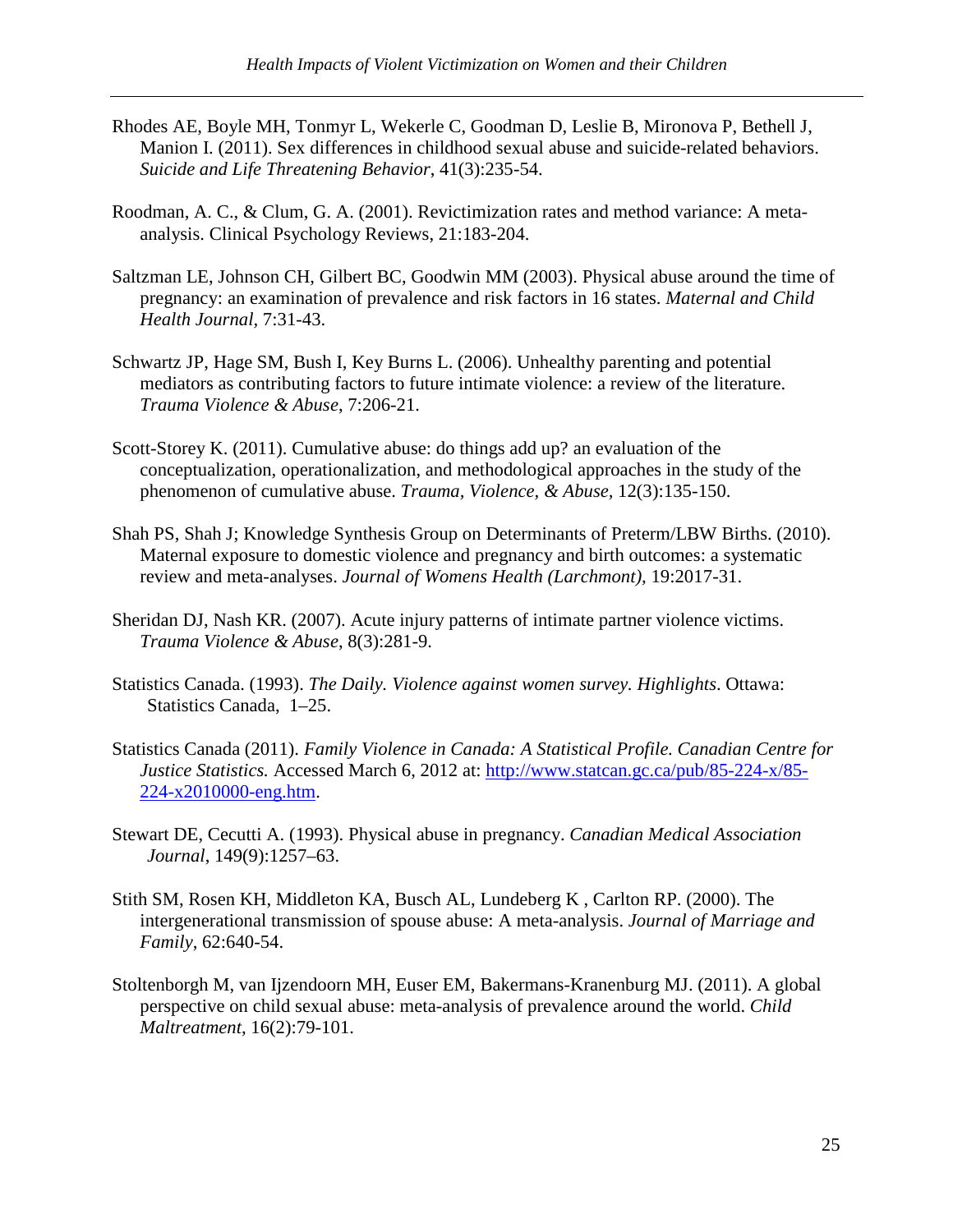Rhodes AE, Boyle MH, Tonmyr L, Wekerle C, Goodman D, Leslie B, Mironova P, Bethell J, Manion I. (2011). Sex differences in childhood sexual abuse and suicide-related behaviors. *Suicide and Life Threatening Behavior*, 41(3):235-54.

Roodman, A. C., & Clum, G. A. (2001). Revictimization rates and method variance: A meta-analysis. Clinical Psychology Reviews, 21:183-204.

Saltzman LE, Johnson CH, Gilbert BC, Goodwin MM (2003). Physical abuse around the time of pregnancy: an examination of prevalence and risk factors in 16 states. *Maternal and Child Health Journal*, 7:31-43.

Schwartz JP, Hage SM, Bush I, Key Burns L. (2006). Unhealthy parenting and potential mediators as contributing factors to future intimate violence: a review of the literature. *Trauma Violence & Abuse*, 7:206-21.

Scott-Storey K. (2011). Cumulative abuse: do things add up? an evaluation of the conceptualization, operationalization, and methodological approaches in the study of the phenomenon of cumulative abuse. *Trauma, Violence, & Abuse*, 12(3):135-150.

Shah PS, Shah J; Knowledge Synthesis Group on Determinants of Preterm/LBW Births. (2010). Maternal exposure to domestic violence and pregnancy and birth outcomes: a systematic review and meta-analyses. *Journal of Womens Health (Larchmont)*, 19:2017-31.

Sheridan DJ, Nash KR. (2007). Acute injury patterns of intimate partner violence victims. *Trauma Violence & Abuse*, 8(3):281-9.

Statistics Canada. (1993). *The Daily. Violence against women survey. Highlights*. Ottawa: Statistics Canada, 1–25.

Statistics Canada (2011). *Family Violence in Canada: A Statistical Profile. Canadian Centre for Justice Statistics.* Accessed March 6, 2012 at: [http://www.statcan.gc.ca/pub/85-224-x/85-224-x2010000-eng.htm](http://www.statcan.gc.ca/pub/85-224-x/85-224-x2010000-eng.htm).

Stewart DE, Cecutti A. (1993). Physical abuse in pregnancy. *Canadian Medical Association Journal*, 149(9):1257–63.

Stith SM, Rosen KH, Middleton KA, Busch AL, Lundeberg K , Carlton RP. (2000). The intergenerational transmission of spouse abuse: A meta-analysis. *Journal of Marriage and Family*, 62:640-54.

Stoltenborgh M, van Ijzendoorn MH, Euser EM, Bakermans-Kranenburg MJ. (2011). A global perspective on child sexual abuse: meta-analysis of prevalence around the world. *Child Maltreatment*, 16(2):79-101.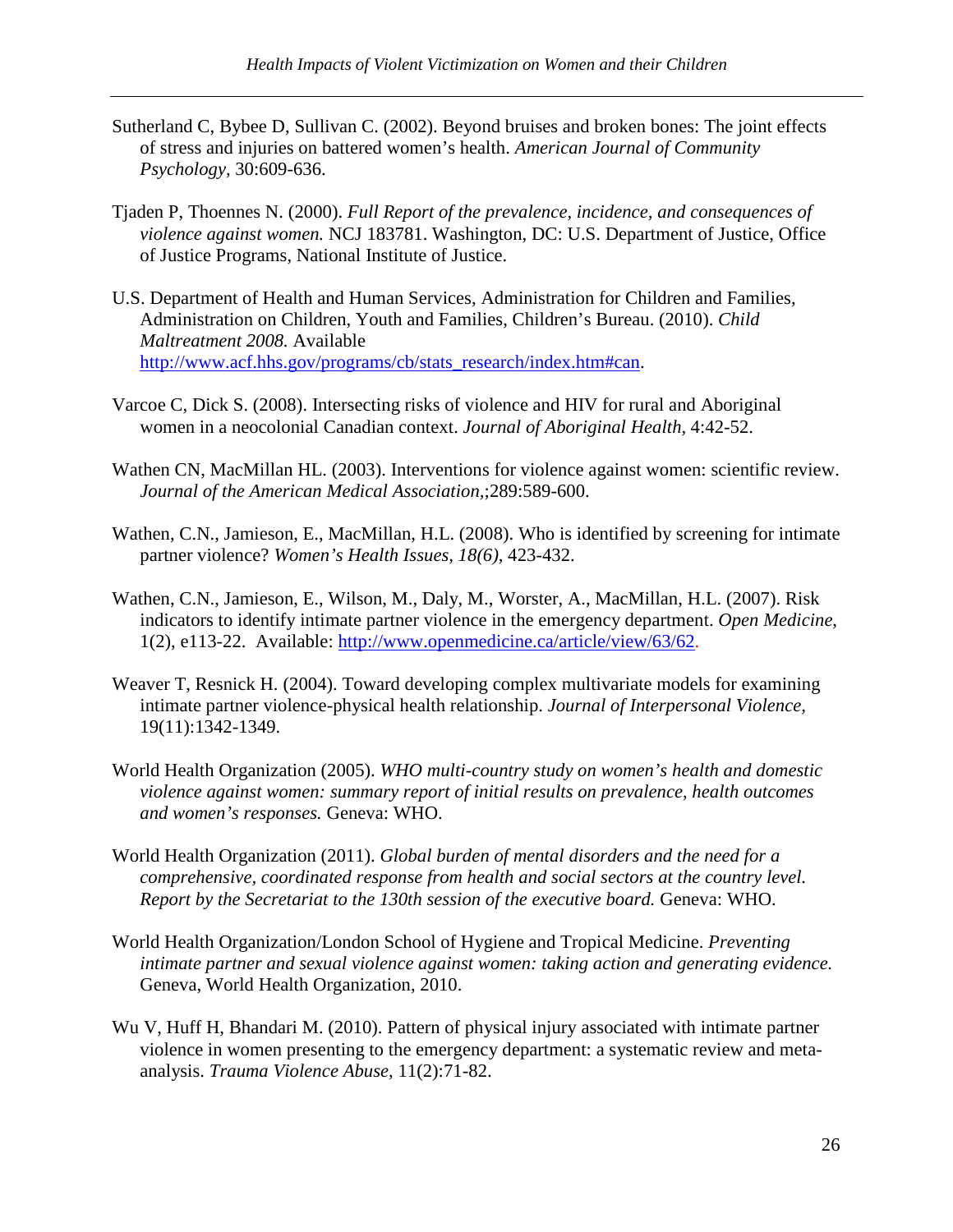Sutherland C, Bybee D, Sullivan C. (2002). Beyond bruises and broken bones: The joint effects of stress and injuries on battered women's health. *American Journal of Community Psychology,* 30:609-636.

Tjaden P, Thoennes N. (2000). *Full Report of the prevalence, incidence, and consequences of violence against women.* NCJ 183781. Washington, DC: U.S. Department of Justice, Office of Justice Programs, National Institute of Justice.

U.S. Department of Health and Human Services, Administration for Children and Families, Administration on Children, Youth and Families, Children's Bureau. (2010). *Child Maltreatment 2008.* Available http://www.acf.hhs.gov/programs/cb/stats_research/index.htm#can.

Varcoe C, Dick S. (2008). Intersecting risks of violence and HIV for rural and Aboriginal women in a neocolonial Canadian context. *Journal of Aboriginal Health,* 4:42-52.

Wathen CN, MacMillan HL. (2003). Interventions for violence against women: scientific review. *Journal of the American Medical Association*,;289:589-600.

Wathen, C.N., Jamieson, E., MacMillan, H.L. (2008). Who is identified by screening for intimate partner violence? *Women's Health Issues, 18(6),* 423-432.

Wathen, C.N., Jamieson, E., Wilson, M., Daly, M., Worster, A., MacMillan, H.L. (2007). Risk indicators to identify intimate partner violence in the emergency department. *Open Medicine*, 1(2), e113-22. Available: http://www.openmedicine.ca/article/view/63/62.

Weaver T, Resnick H. (2004). Toward developing complex multivariate models for examining intimate partner violence-physical health relationship. *Journal of Interpersonal Violence,* 19(11):1342-1349.

World Health Organization (2005). *WHO multi-country study on women's health and domestic violence against women: summary report of initial results on prevalence, health outcomes and women's responses.* Geneva: WHO.

World Health Organization (2011). *Global burden of mental disorders and the need for a comprehensive, coordinated response from health and social sectors at the country level. Report by the Secretariat to the 130th session of the executive board.* Geneva: WHO.

World Health Organization/London School of Hygiene and Tropical Medicine. *Preventing intimate partner and sexual violence against women: taking action and generating evidence.* Geneva, World Health Organization, 2010.

Wu V, Huff H, Bhandari M. (2010). Pattern of physical injury associated with intimate partner violence in women presenting to the emergency department: a systematic review and meta-analysis. *Trauma Violence Abuse*, 11(2):71-82.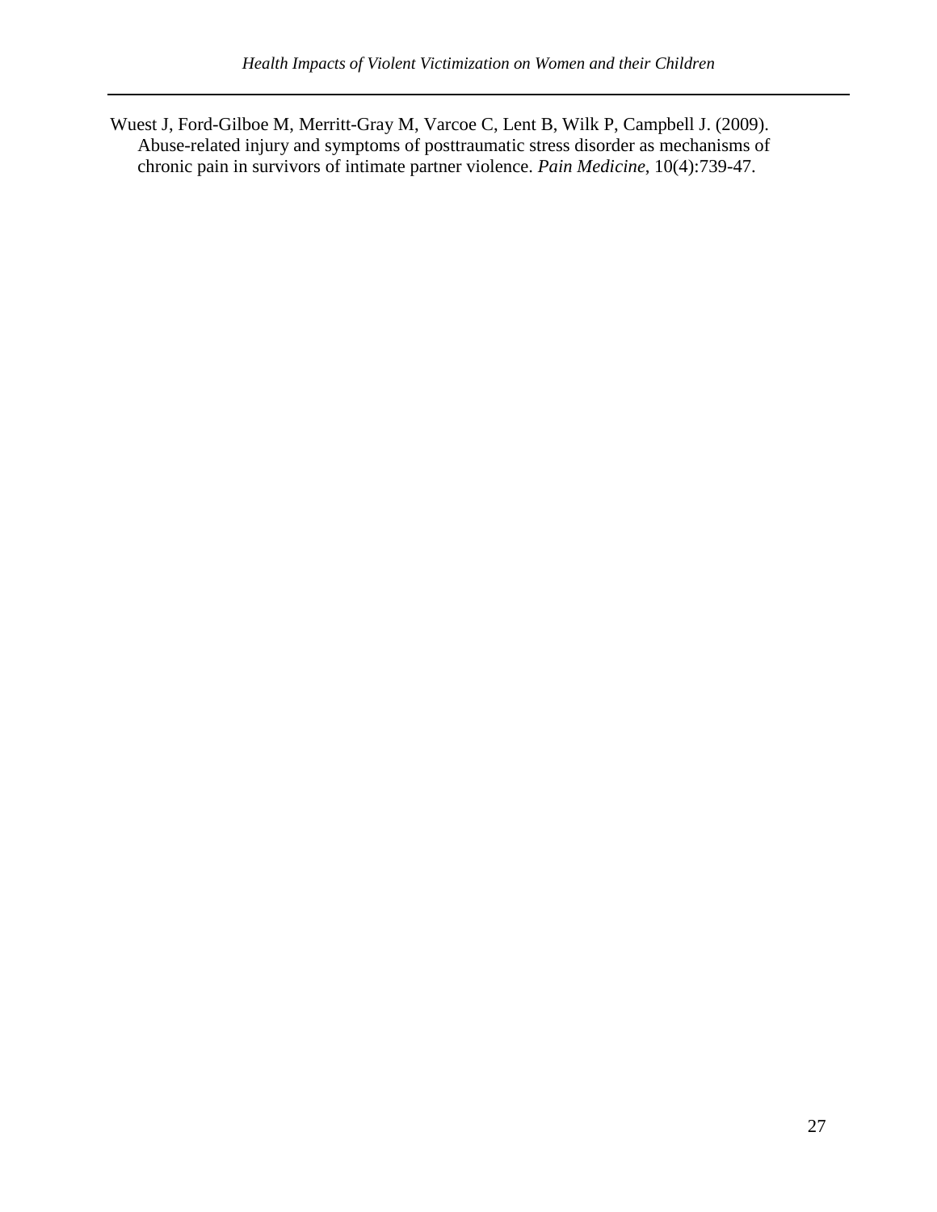Wuest J, Ford-Gilboe M, Merritt-Gray M, Varcoe C, Lent B, Wilk P, Campbell J. (2009). Abuse-related injury and symptoms of posttraumatic stress disorder as mechanisms of chronic pain in survivors of intimate partner violence. *Pain Medicine*, 10(4):739-47.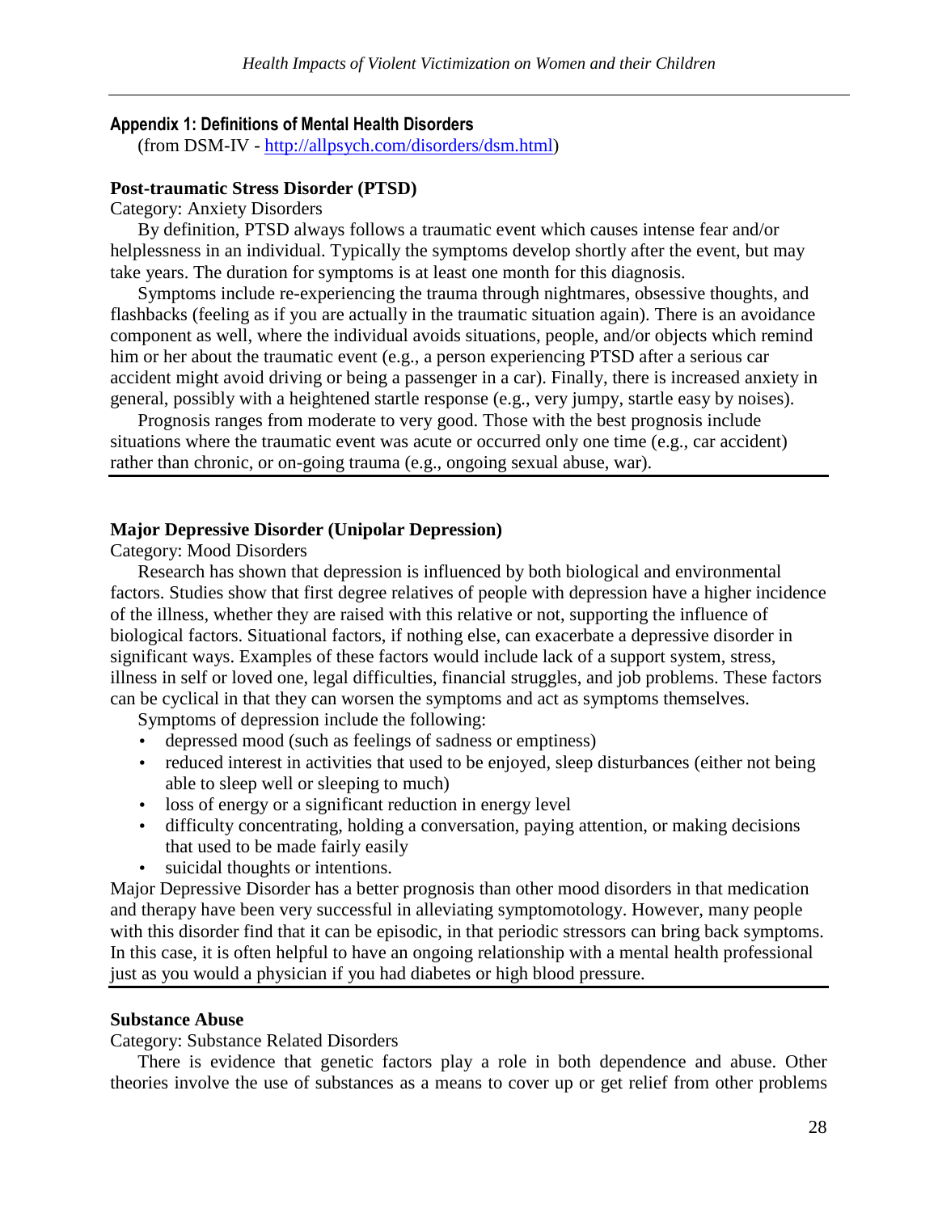## Appendix 1: Definitions of Mental Health Disorders

(from DSM-IV - http://allpsych.com/disorders/dsm.html)

**Post-traumatic Stress Disorder (PTSD)**

Category: Anxiety Disorders

By definition, PTSD always follows a traumatic event which causes intense fear and/or helplessness in an individual. Typically the symptoms develop shortly after the event, but may take years. The duration for symptoms is at least one month for this diagnosis.

Symptoms include re-experiencing the trauma through nightmares, obsessive thoughts, and flashbacks (feeling as if you are actually in the traumatic situation again). There is an avoidance component as well, where the individual avoids situations, people, and/or objects which remind him or her about the traumatic event (e.g., a person experiencing PTSD after a serious car accident might avoid driving or being a passenger in a car). Finally, there is increased anxiety in general, possibly with a heightened startle response (e.g., very jumpy, startle easy by noises).

Prognosis ranges from moderate to very good. Those with the best prognosis include situations where the traumatic event was acute or occurred only one time (e.g., car accident) rather than chronic, or on-going trauma (e.g., ongoing sexual abuse, war).

**Major Depressive Disorder (Unipolar Depression)**

Category: Mood Disorders

Research has shown that depression is influenced by both biological and environmental factors. Studies show that first degree relatives of people with depression have a higher incidence of the illness, whether they are raised with this relative or not, supporting the influence of biological factors. Situational factors, if nothing else, can exacerbate a depressive disorder in significant ways. Examples of these factors would include lack of a support system, stress, illness in self or loved one, legal difficulties, financial struggles, and job problems. These factors can be cyclical in that they can worsen the symptoms and act as symptoms themselves.

Symptoms of depression include the following:

- depressed mood (such as feelings of sadness or emptiness)
- reduced interest in activities that used to be enjoyed, sleep disturbances (either not being able to sleep well or sleeping to much)
- loss of energy or a significant reduction in energy level
- difficulty concentrating, holding a conversation, paying attention, or making decisions that used to be made fairly easily
- suicidal thoughts or intentions.

Major Depressive Disorder has a better prognosis than other mood disorders in that medication and therapy have been very successful in alleviating symptomotology. However, many people with this disorder find that it can be episodic, in that periodic stressors can bring back symptoms. In this case, it is often helpful to have an ongoing relationship with a mental health professional just as you would a physician if you had diabetes or high blood pressure.

**Substance Abuse**

Category: Substance Related Disorders

There is evidence that genetic factors play a role in both dependence and abuse. Other theories involve the use of substances as a means to cover up or get relief from other problems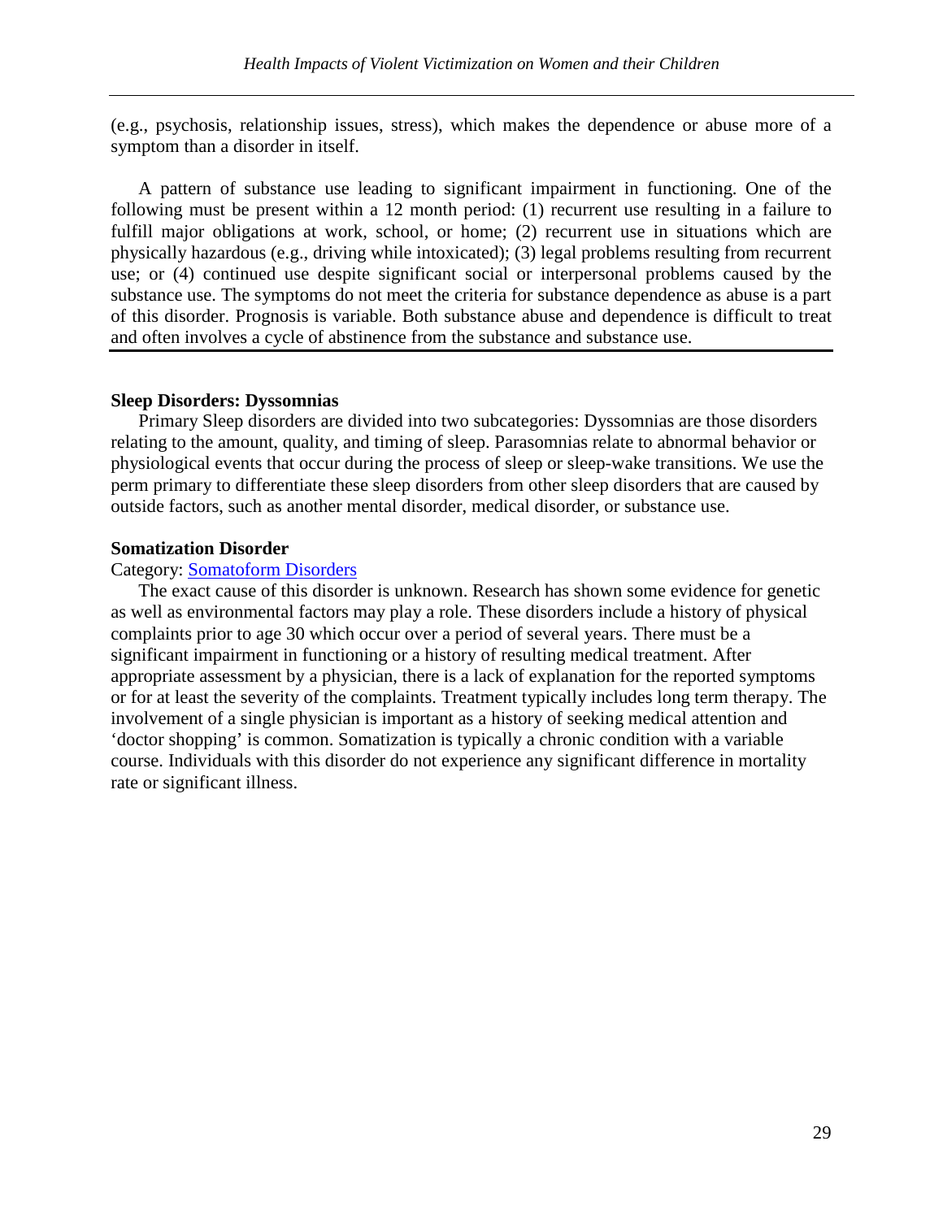(e.g., psychosis, relationship issues, stress), which makes the dependence or abuse more of a symptom than a disorder in itself.

A pattern of substance use leading to significant impairment in functioning. One of the following must be present within a 12 month period: (1) recurrent use resulting in a failure to fulfill major obligations at work, school, or home; (2) recurrent use in situations which are physically hazardous (e.g., driving while intoxicated); (3) legal problems resulting from recurrent use; or (4) continued use despite significant social or interpersonal problems caused by the substance use. The symptoms do not meet the criteria for substance dependence as abuse is a part of this disorder. Prognosis is variable. Both substance abuse and dependence is difficult to treat and often involves a cycle of abstinence from the substance and substance use.

**Sleep Disorders: Dyssomnias**

Primary Sleep disorders are divided into two subcategories: Dyssomnias are those disorders relating to the amount, quality, and timing of sleep. Parasomnias relate to abnormal behavior or physiological events that occur during the process of sleep or sleep-wake transitions. We use the perm primary to differentiate these sleep disorders from other sleep disorders that are caused by outside factors, such as another mental disorder, medical disorder, or substance use.

**Somatization Disorder**

Category: Somatoform Disorders

The exact cause of this disorder is unknown. Research has shown some evidence for genetic as well as environmental factors may play a role. These disorders include a history of physical complaints prior to age 30 which occur over a period of several years. There must be a significant impairment in functioning or a history of resulting medical treatment. After appropriate assessment by a physician, there is a lack of explanation for the reported symptoms or for at least the severity of the complaints. Treatment typically includes long term therapy. The involvement of a single physician is important as a history of seeking medical attention and 'doctor shopping' is common. Somatization is typically a chronic condition with a variable course. Individuals with this disorder do not experience any significant difference in mortality rate or significant illness.